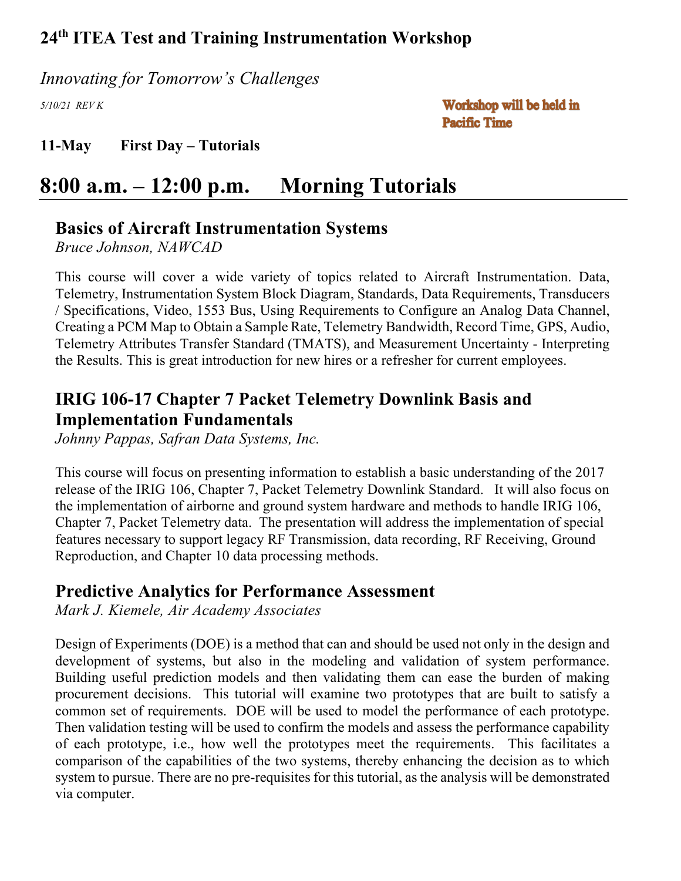# 24th ITEA Test and Training Instrumentation Workshop

*Innovating for Tomorrow's Challenges*

*5/10/21 REV K*

**Workshop will be held in Pacific Time**

**11-May First Day – Tutorials**

## 8:00 a.m. – 12:00 p.m. Morning Tutorials

### Basics of Aircraft Instrumentation Systems

*Bruce Johnson, NAWCAD*

This course will cover a wide variety of topics related to Aircraft Instrumentation. Data, Telemetry, Instrumentation System Block Diagram, Standards, Data Requirements, Transducers / Specifications, Video, 1553 Bus, Using Requirements to Configure an Analog Data Channel, Creating a PCM Map to Obtain a Sample Rate, Telemetry Bandwidth, Record Time, GPS, Audio, Telemetry Attributes Transfer Standard (TMATS), and Measurement Uncertainty - Interpreting the Results. This is great introduction for new hires or a refresher for current employees.

### IRIG 106-17 Chapter 7 Packet Telemetry Downlink Basis and Implementation Fundamentals

*Johnny Pappas, Safran Data Systems, Inc.*

This course will focus on presenting information to establish a basic understanding of the 2017 release of the IRIG 106, Chapter 7, Packet Telemetry Downlink Standard. It will also focus on the implementation of airborne and ground system hardware and methods to handle IRIG 106, Chapter 7, Packet Telemetry data. The presentation will address the implementation of special features necessary to support legacy RF Transmission, data recording, RF Receiving, Ground Reproduction, and Chapter 10 data processing methods.

### Predictive Analytics for Performance Assessment

*Mark J. Kiemele, Air Academy Associates*

Design of Experiments (DOE) is a method that can and should be used not only in the design and development of systems, but also in the modeling and validation of system performance. Building useful prediction models and then validating them can ease the burden of making procurement decisions. This tutorial will examine two prototypes that are built to satisfy a common set of requirements. DOE will be used to model the performance of each prototype. Then validation testing will be used to confirm the models and assess the performance capability of each prototype, i.e., how well the prototypes meet the requirements. This facilitates a comparison of the capabilities of the two systems, thereby enhancing the decision as to which system to pursue. There are no pre-requisites for this tutorial, as the analysis will be demonstrated via computer.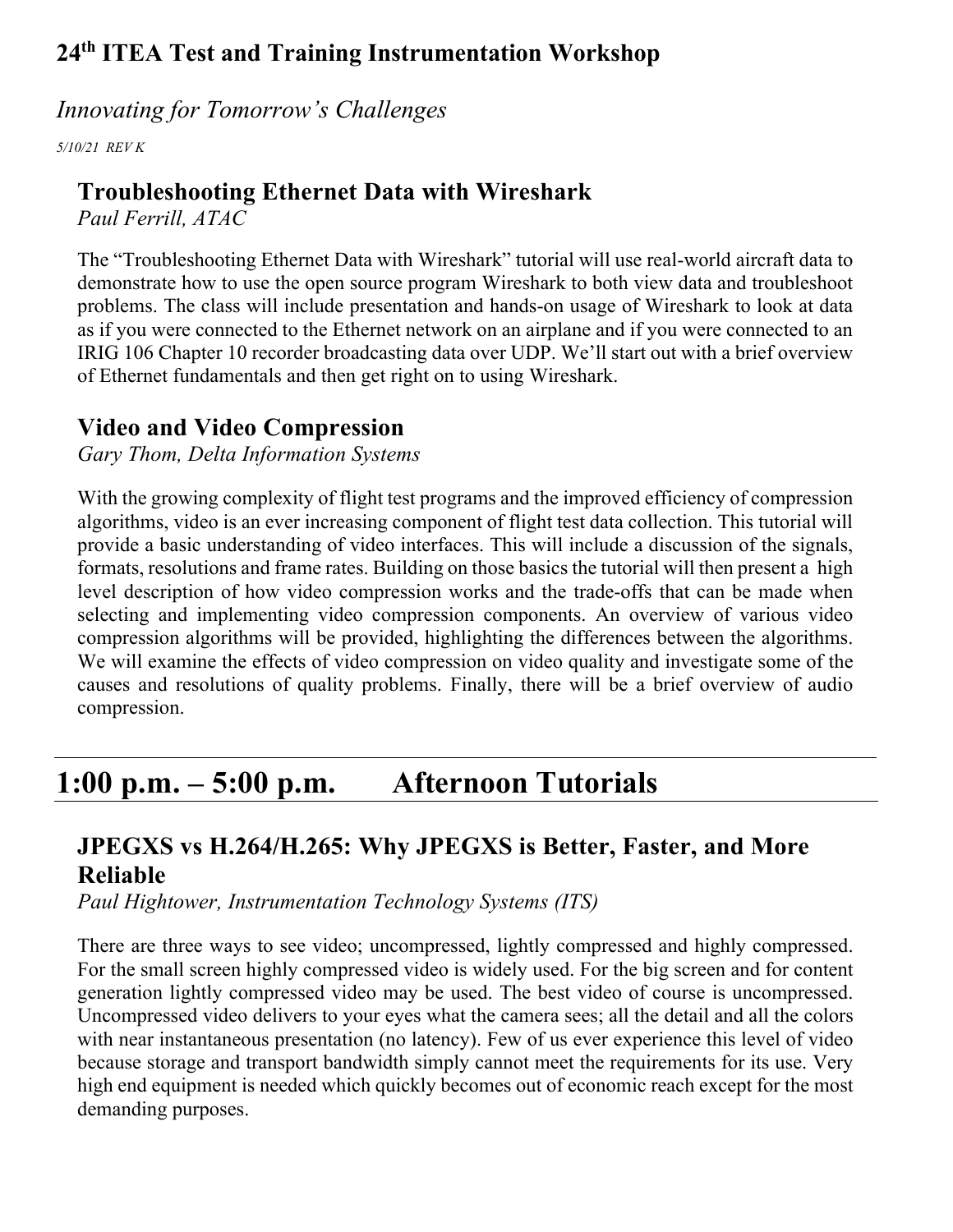# 24th ITEA Test and Training Instrumentation Workshop

*Innovating for Tomorrow's Challenges*

*5/10/21 REV K*

## Troubleshooting Ethernet Data with Wireshark

*Paul Ferrill, ATAC*

The "Troubleshooting Ethernet Data with Wireshark" tutorial will use real-world aircraft data to demonstrate how to use the open source program Wireshark to both view data and troubleshoot problems. The class will include presentation and hands-on usage of Wireshark to look at data as if you were connected to the Ethernet network on an airplane and if you were connected to an IRIG 106 Chapter 10 recorder broadcasting data over UDP. We'll start out with a brief overview of Ethernet fundamentals and then get right on to using Wireshark.

## Video and Video Compression

*Gary Thom, Delta Information Systems*

With the growing complexity of flight test programs and the improved efficiency of compression algorithms, video is an ever increasing component of flight test data collection. This tutorial will provide a basic understanding of video interfaces. This will include a discussion of the signals, formats, resolutions and frame rates. Building on those basics the tutorial will then present a high level description of how video compression works and the trade-offs that can be made when selecting and implementing video compression components. An overview of various video compression algorithms will be provided, highlighting the differences between the algorithms. We will examine the effects of video compression on video quality and investigate some of the causes and resolutions of quality problems. Finally, there will be a brief overview of audio compression.

# 1:00 p.m. – 5:00 p.m. Afternoon Tutorials

## JPEGXS vs H.264/H.265: Why JPEGXS is Better, Faster, and More Reliable

*Paul Hightower, Instrumentation Technology Systems (ITS)*

There are three ways to see video; uncompressed, lightly compressed and highly compressed. For the small screen highly compressed video is widely used. For the big screen and for content generation lightly compressed video may be used. The best video of course is uncompressed. Uncompressed video delivers to your eyes what the camera sees; all the detail and all the colors with near instantaneous presentation (no latency). Few of us ever experience this level of video because storage and transport bandwidth simply cannot meet the requirements for its use. Very high end equipment is needed which quickly becomes out of economic reach except for the most demanding purposes.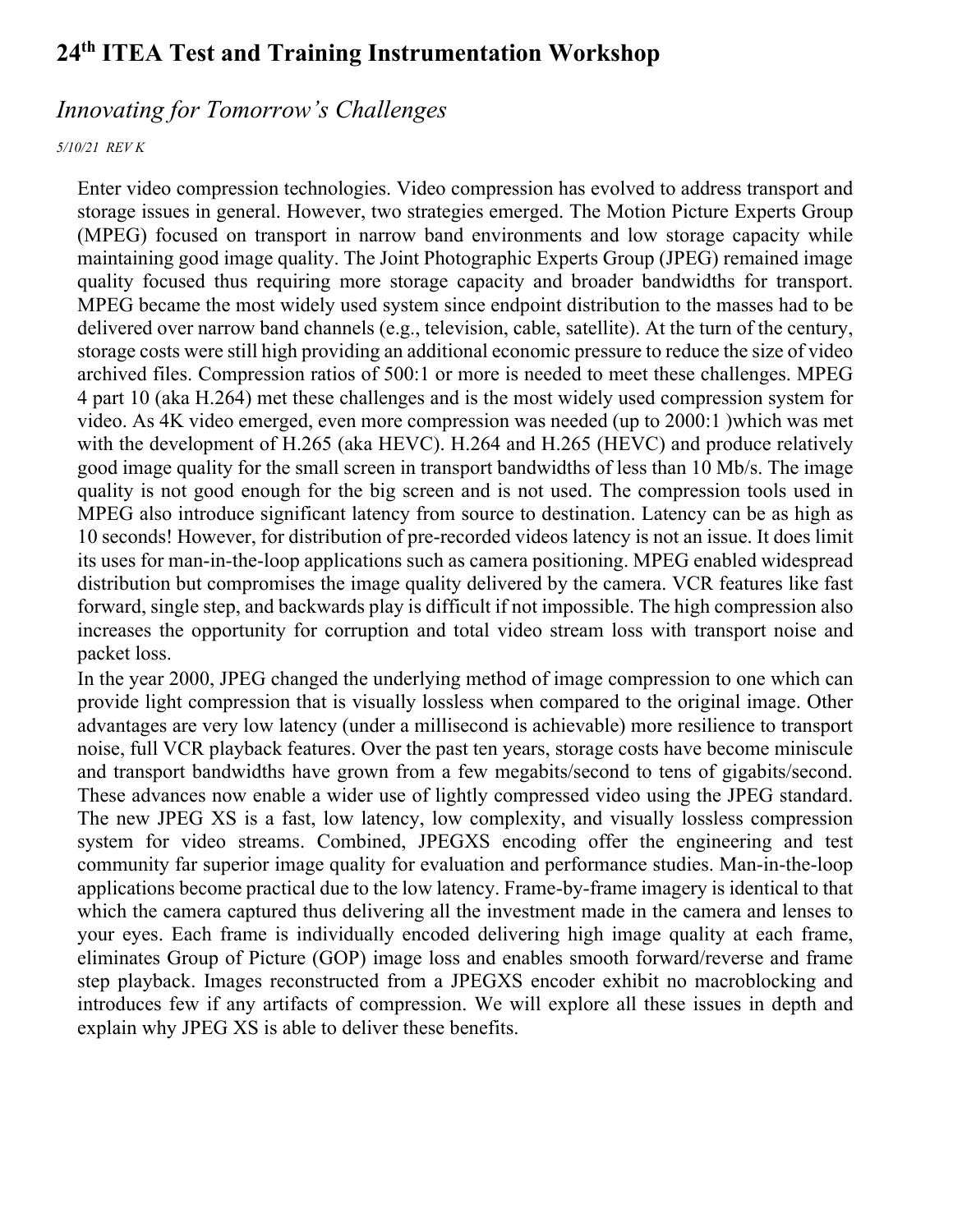Enter video compression technologies. Video compression has evolved to address transport and storage issues in general. However, two strategies emerged. The Motion Picture Experts Group (MPEG) focused on transport in narrow band environments and low storage capacity while maintaining good image quality. The Joint Photographic Experts Group (JPEG) remained image quality focused thus requiring more storage capacity and broader bandwidths for transport. MPEG became the most widely used system since endpoint distribution to the masses had to be delivered over narrow band channels (e.g., television, cable, satellite). At the turn of the century, storage costs were still high providing an additional economic pressure to reduce the size of video archived files. Compression ratios of 500:1 or more is needed to meet these challenges. MPEG 4 part 10 (aka H.264) met these challenges and is the most widely used compression system for video. As 4K video emerged, even more compression was needed (up to 2000:1 )which was met with the development of H.265 (aka HEVC). H.264 and H.265 (HEVC) and produce relatively good image quality for the small screen in transport bandwidths of less than 10 Mb/s. The image quality is not good enough for the big screen and is not used. The compression tools used in MPEG also introduce significant latency from source to destination. Latency can be as high as 10 seconds! However, for distribution of pre-recorded videos latency is not an issue. It does limit its uses for man-in-the-loop applications such as camera positioning. MPEG enabled widespread distribution but compromises the image quality delivered by the camera. VCR features like fast forward, single step, and backwards play is difficult if not impossible. The high compression also increases the opportunity for corruption and total video stream loss with transport noise and packet loss.

In the year 2000, JPEG changed the underlying method of image compression to one which can provide light compression that is visually lossless when compared to the original image. Other advantages are very low latency (under a millisecond is achievable) more resilience to transport noise, full VCR playback features. Over the past ten years, storage costs have become miniscule and transport bandwidths have grown from a few megabits/second to tens of gigabits/second. These advances now enable a wider use of lightly compressed video using the JPEG standard. The new JPEG XS is a fast, low latency, low complexity, and visually lossless compression system for video streams. Combined, JPEGXS encoding offer the engineering and test community far superior image quality for evaluation and performance studies. Man-in-the-loop applications become practical due to the low latency. Frame-by-frame imagery is identical to that which the camera captured thus delivering all the investment made in the camera and lenses to your eyes. Each frame is individually encoded delivering high image quality at each frame, eliminates Group of Picture (GOP) image loss and enables smooth forward/reverse and frame step playback. Images reconstructed from a JPEGXS encoder exhibit no macroblocking and introduces few if any artifacts of compression. We will explore all these issues in depth and explain why JPEG XS is able to deliver these benefits.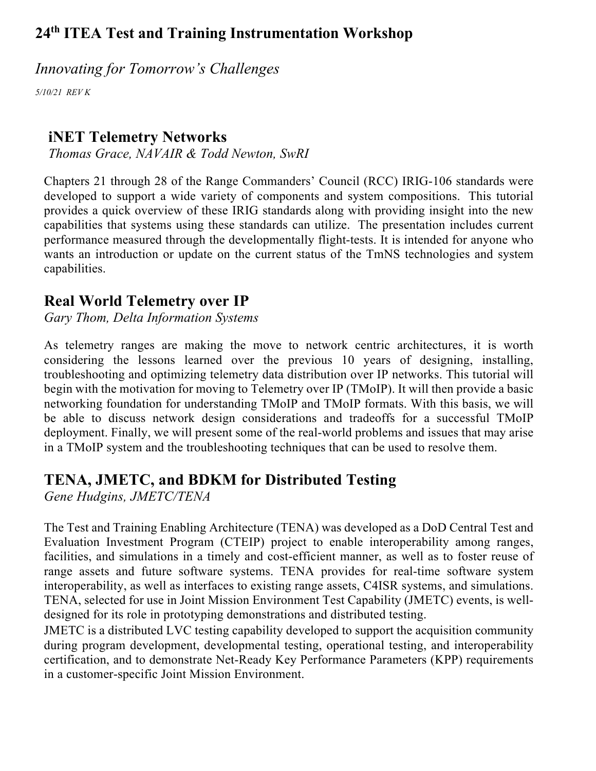# 24th ITEA Test and Training Instrumentation Workshop

*Innovating for Tomorrow's Challenges*

*5/10/21 REV K*

## iNET Telemetry Networks

*Thomas Grace, NAVAIR & Todd Newton, SwRI*

Chapters 21 through 28 of the Range Commanders' Council (RCC) IRIG-106 standards were developed to support a wide variety of components and system compositions. This tutorial provides a quick overview of these IRIG standards along with providing insight into the new capabilities that systems using these standards can utilize. The presentation includes current performance measured through the developmentally flight-tests. It is intended for anyone who wants an introduction or update on the current status of the TmNS technologies and system capabilities.

## Real World Telemetry over IP

*Gary Thom, Delta Information Systems*

As telemetry ranges are making the move to network centric architectures, it is worth considering the lessons learned over the previous 10 years of designing, installing, troubleshooting and optimizing telemetry data distribution over IP networks. This tutorial will begin with the motivation for moving to Telemetry over IP (TMoIP). It will then provide a basic networking foundation for understanding TMoIP and TMoIP formats. With this basis, we will be able to discuss network design considerations and tradeoffs for a successful TMoIP deployment. Finally, we will present some of the real-world problems and issues that may arise in a TMoIP system and the troubleshooting techniques that can be used to resolve them.

## TENA, JMETC, and BDKM for Distributed Testing

*Gene Hudgins, JMETC/TENA*

The Test and Training Enabling Architecture (TENA) was developed as a DoD Central Test and Evaluation Investment Program (CTEIP) project to enable interoperability among ranges, facilities, and simulations in a timely and cost-efficient manner, as well as to foster reuse of range assets and future software systems. TENA provides for real-time software system interoperability, as well as interfaces to existing range assets, C4ISR systems, and simulations. TENA, selected for use in Joint Mission Environment Test Capability (JMETC) events, is well-designed for its role in prototyping demonstrations and distributed testing.

JMETC is a distributed LVC testing capability developed to support the acquisition community during program development, developmental testing, operational testing, and interoperability certification, and to demonstrate Net-Ready Key Performance Parameters (KPP) requirements in a customer-specific Joint Mission Environment.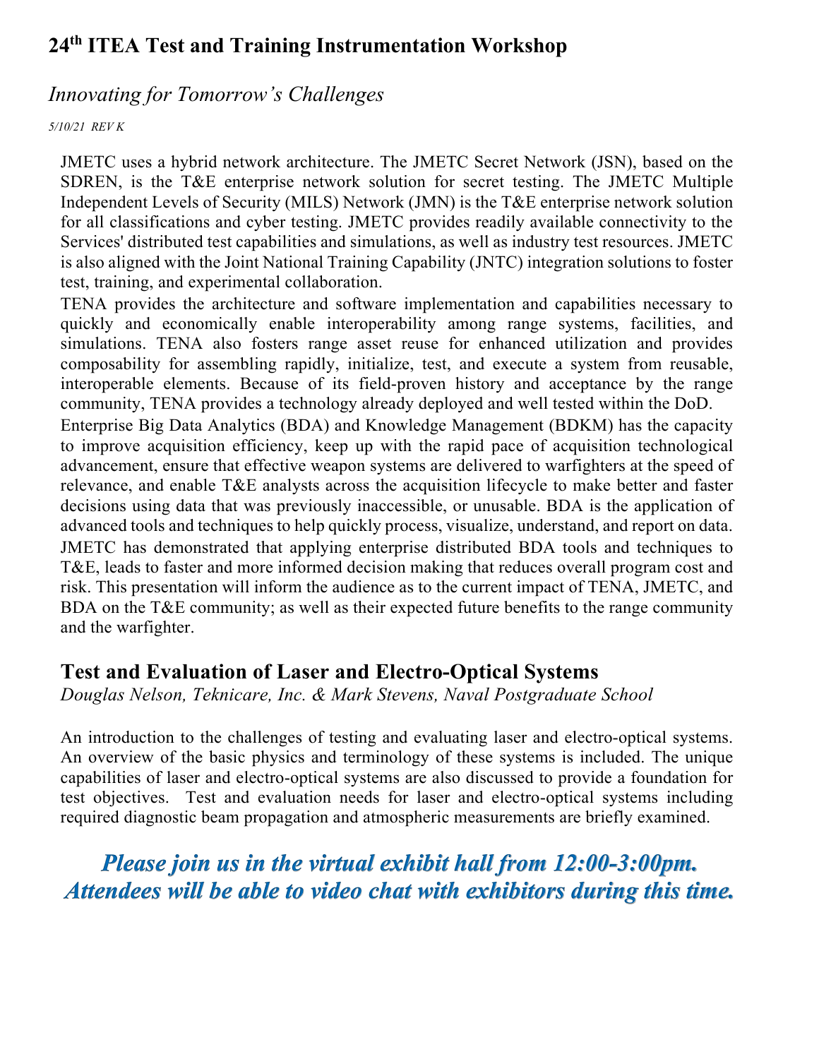JMETC uses a hybrid network architecture. The JMETC Secret Network (JSN), based on the SDREN, is the T&E enterprise network solution for secret testing. The JMETC Multiple Independent Levels of Security (MILS) Network (JMN) is the T&E enterprise network solution for all classifications and cyber testing. JMETC provides readily available connectivity to the Services' distributed test capabilities and simulations, as well as industry test resources. JMETC is also aligned with the Joint National Training Capability (JNTC) integration solutions to foster test, training, and experimental collaboration.

TENA provides the architecture and software implementation and capabilities necessary to quickly and economically enable interoperability among range systems, facilities, and simulations. TENA also fosters range asset reuse for enhanced utilization and provides composability for assembling rapidly, initialize, test, and execute a system from reusable, interoperable elements. Because of its field-proven history and acceptance by the range community, TENA provides a technology already deployed and well tested within the DoD.

Enterprise Big Data Analytics (BDA) and Knowledge Management (BDKM) has the capacity to improve acquisition efficiency, keep up with the rapid pace of acquisition technological advancement, ensure that effective weapon systems are delivered to warfighters at the speed of relevance, and enable T&E analysts across the acquisition lifecycle to make better and faster decisions using data that was previously inaccessible, or unusable. BDA is the application of advanced tools and techniques to help quickly process, visualize, understand, and report on data. JMETC has demonstrated that applying enterprise distributed BDA tools and techniques to T&E, leads to faster and more informed decision making that reduces overall program cost and risk. This presentation will inform the audience as to the current impact of TENA, JMETC, and BDA on the T&E community; as well as their expected future benefits to the range community and the warfighter.

## Test and Evaluation of Laser and Electro-Optical Systems

*Douglas Nelson, Teknicare, Inc. & Mark Stevens, Naval Postgraduate School*

An introduction to the challenges of testing and evaluating laser and electro-optical systems. An overview of the basic physics and terminology of these systems is included. The unique capabilities of laser and electro-optical systems are also discussed to provide a foundation for test objectives. Test and evaluation needs for laser and electro-optical systems including required diagnostic beam propagation and atmospheric measurements are briefly examined.

***Please join us in the virtual exhibit hall from 12:00-3:00pm. Attendees will be able to video chat with exhibitors during this time.***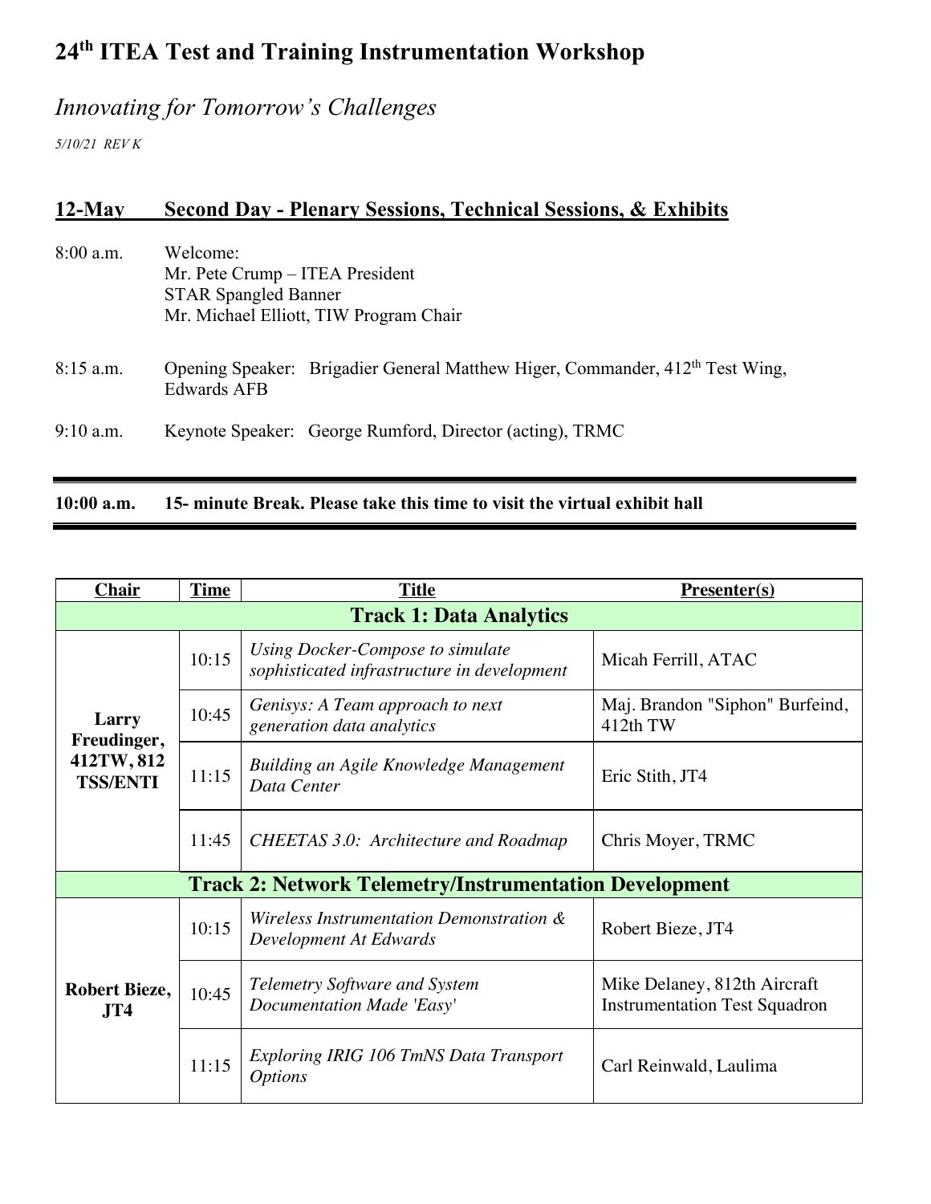# 24th ITEA Test and Training Instrumentation Workshop

*Innovating for Tomorrow's Challenges*

*5/10/21 REV K*

## 12-May Second Day - Plenary Sessions, Technical Sessions, & Exhibits

8:00 a.m. Welcome:
Mr. Pete Crump – ITEA President
STAR Spangled Banner
Mr. Michael Elliott, TIW Program Chair

8:15 a.m. Opening Speaker: Brigadier General Matthew Higer, Commander, 412th Test Wing, Edwards AFB

9:10 a.m. Keynote Speaker: George Rumford, Director (acting), TRMC

**10:00 a.m. 15- minute Break. Please take this time to visit the virtual exhibit hall**

| Chair | Time | Title | Presenter(s) |
|---|---|---|---|
| **Track 1: Data Analytics** | | | |
| **Larry Freudinger, 412TW, 812 TSS/ENTI** | 10:15 | *Using Docker-Compose to simulate sophisticated infrastructure in development* | Micah Ferrill, ATAC |
| | 10:45 | *Genisys: A Team approach to next generation data analytics* | Maj. Brandon "Siphon" Burfeind, 412th TW |
| | 11:15 | *Building an Agile Knowledge Management Data Center* | Eric Stith, JT4 |
| | 11:45 | *CHEETAS 3.0: Architecture and Roadmap* | Chris Moyer, TRMC |
| **Track 2: Network Telemetry/Instrumentation Development** | | | |
| **Robert Bieze, JT4** | 10:15 | *Wireless Instrumentation Demonstration & Development At Edwards* | Robert Bieze, JT4 |
| | 10:45 | *Telemetry Software and System Documentation Made 'Easy'* | Mike Delaney, 812th Aircraft Instrumentation Test Squadron |
| | 11:15 | *Exploring IRIG 106 TmNS Data Transport Options* | Carl Reinwald, Laulima |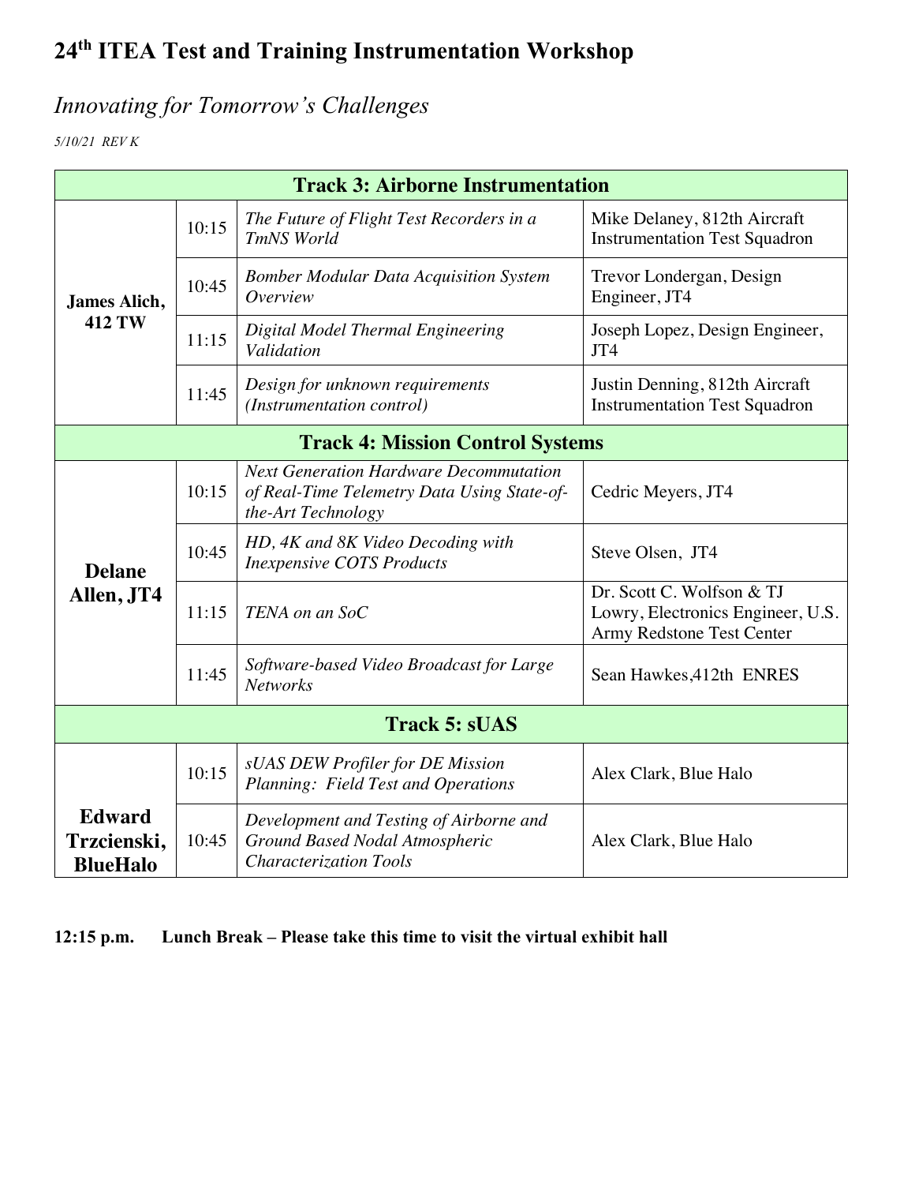# 24th ITEA Test and Training Instrumentation Workshop

## *Innovating for Tomorrow's Challenges*

*5/10/21 REV K*

| **Track 3: Airborne Instrumentation** | | | |
|---|---|---|---|
| **James Alich, 412 TW** | 10:15 | *The Future of Flight Test Recorders in a TmNS World* | Mike Delaney, 812th Aircraft Instrumentation Test Squadron |
| | 10:45 | *Bomber Modular Data Acquisition System Overview* | Trevor Londergan, Design Engineer, JT4 |
| | 11:15 | *Digital Model Thermal Engineering Validation* | Joseph Lopez, Design Engineer, JT4 |
| | 11:45 | *Design for unknown requirements (Instrumentation control)* | Justin Denning, 812th Aircraft Instrumentation Test Squadron |
| **Track 4: Mission Control Systems** | | | |
| **Delane Allen, JT4** | 10:15 | *Next Generation Hardware Decommutation of Real-Time Telemetry Data Using State-of-the-Art Technology* | Cedric Meyers, JT4 |
| | 10:45 | *HD, 4K and 8K Video Decoding with Inexpensive COTS Products* | Steve Olsen, JT4 |
| | 11:15 | *TENA on an SoC* | Dr. Scott C. Wolfson & TJ Lowry, Electronics Engineer, U.S. Army Redstone Test Center |
| | 11:45 | *Software-based Video Broadcast for Large Networks* | Sean Hawkes,412th ENRES |
| **Track 5: sUAS** | | | |
| **Edward Trzcienski, BlueHalo** | 10:15 | *sUAS DEW Profiler for DE Mission Planning: Field Test and Operations* | Alex Clark, Blue Halo |
| | 10:45 | *Development and Testing of Airborne and Ground Based Nodal Atmospheric Characterization Tools* | Alex Clark, Blue Halo |

**12:15 p.m. Lunch Break – Please take this time to visit the virtual exhibit hall**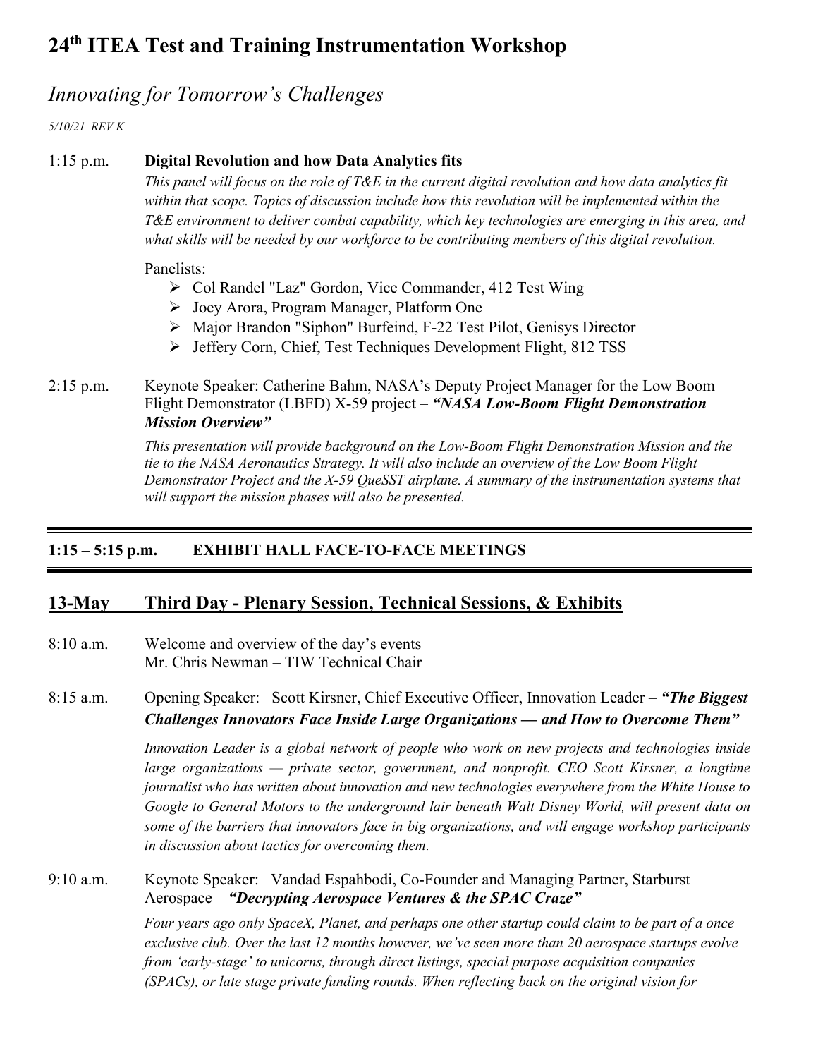# 24th ITEA Test and Training Instrumentation Workshop

## *Innovating for Tomorrow's Challenges*

*5/10/21 REV K*

1:15 p.m. **Digital Revolution and how Data Analytics fits**

*This panel will focus on the role of T&E in the current digital revolution and how data analytics fit within that scope. Topics of discussion include how this revolution will be implemented within the T&E environment to deliver combat capability, which key technologies are emerging in this area, and what skills will be needed by our workforce to be contributing members of this digital revolution.*

Panelists:

- Col Randel "Laz" Gordon, Vice Commander, 412 Test Wing
- Joey Arora, Program Manager, Platform One
- Major Brandon "Siphon" Burfeind, F-22 Test Pilot, Genisys Director
- Jeffery Corn, Chief, Test Techniques Development Flight, 812 TSS

2:15 p.m. Keynote Speaker: Catherine Bahm, NASA's Deputy Project Manager for the Low Boom Flight Demonstrator (LBFD) X-59 project – ***"NASA Low-Boom Flight Demonstration Mission Overview"***

*This presentation will provide background on the Low-Boom Flight Demonstration Mission and the tie to the NASA Aeronautics Strategy. It will also include an overview of the Low Boom Flight Demonstrator Project and the X-59 QueSST airplane. A summary of the instrumentation systems that will support the mission phases will also be presented.*

---

**1:15 – 5:15 p.m. EXHIBIT HALL FACE-TO-FACE MEETINGS**

---

## 13-May Third Day - Plenary Session, Technical Sessions, & Exhibits

8:10 a.m. Welcome and overview of the day's events
Mr. Chris Newman – TIW Technical Chair

8:15 a.m. Opening Speaker: Scott Kirsner, Chief Executive Officer, Innovation Leader – ***"The Biggest Challenges Innovators Face Inside Large Organizations — and How to Overcome Them"***

*Innovation Leader is a global network of people who work on new projects and technologies inside large organizations — private sector, government, and nonprofit. CEO Scott Kirsner, a longtime journalist who has written about innovation and new technologies everywhere from the White House to Google to General Motors to the underground lair beneath Walt Disney World, will present data on some of the barriers that innovators face in big organizations, and will engage workshop participants in discussion about tactics for overcoming them.*

9:10 a.m. Keynote Speaker: Vandad Espahbodi, Co-Founder and Managing Partner, Starburst Aerospace – ***"Decrypting Aerospace Ventures & the SPAC Craze"***

*Four years ago only SpaceX, Planet, and perhaps one other startup could claim to be part of a once exclusive club. Over the last 12 months however, we've seen more than 20 aerospace startups evolve from 'early-stage' to unicorns, through direct listings, special purpose acquisition companies (SPACs), or late stage private funding rounds. When reflecting back on the original vision for*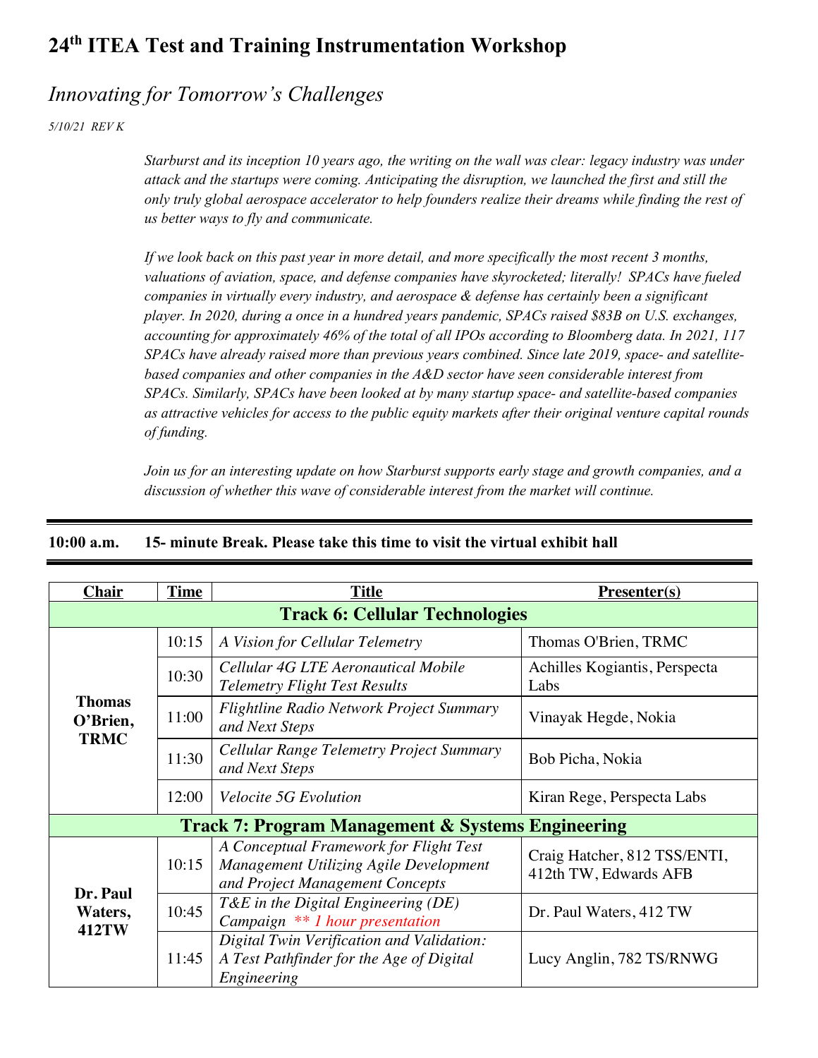# 24th ITEA Test and Training Instrumentation Workshop

## *Innovating for Tomorrow's Challenges*

*5/10/21 REV K*

*Starburst and its inception 10 years ago, the writing on the wall was clear: legacy industry was under attack and the startups were coming. Anticipating the disruption, we launched the first and still the only truly global aerospace accelerator to help founders realize their dreams while finding the rest of us better ways to fly and communicate.*

*If we look back on this past year in more detail, and more specifically the most recent 3 months, valuations of aviation, space, and defense companies have skyrocketed; literally! SPACs have fueled companies in virtually every industry, and aerospace & defense has certainly been a significant player. In 2020, during a once in a hundred years pandemic, SPACs raised $83B on U.S. exchanges, accounting for approximately 46% of the total of all IPOs according to Bloomberg data. In 2021, 117 SPACs have already raised more than previous years combined. Since late 2019, space- and satellite-based companies and other companies in the A&D sector have seen considerable interest from SPACs. Similarly, SPACs have been looked at by many startup space- and satellite-based companies as attractive vehicles for access to the public equity markets after their original venture capital rounds of funding.*

*Join us for an interesting update on how Starburst supports early stage and growth companies, and a discussion of whether this wave of considerable interest from the market will continue.*

---

**10:00 a.m. 15- minute Break. Please take this time to visit the virtual exhibit hall**

---

| Chair | Time | Title | Presenter(s) |
|---|---|---|---|
| **Track 6: Cellular Technologies** | | | |
| **Thomas O'Brien, TRMC** | 10:15 | *A Vision for Cellular Telemetry* | Thomas O'Brien, TRMC |
| | 10:30 | *Cellular 4G LTE Aeronautical Mobile Telemetry Flight Test Results* | Achilles Kogiantis, Perspecta Labs |
| | 11:00 | *Flightline Radio Network Project Summary and Next Steps* | Vinayak Hegde, Nokia |
| | 11:30 | *Cellular Range Telemetry Project Summary and Next Steps* | Bob Picha, Nokia |
| | 12:00 | *Velocite 5G Evolution* | Kiran Rege, Perspecta Labs |
| **Track 7: Program Management & Systems Engineering** | | | |
| **Dr. Paul Waters, 412TW** | 10:15 | *A Conceptual Framework for Flight Test Management Utilizing Agile Development and Project Management Concepts* | Craig Hatcher, 812 TSS/ENTI, 412th TW, Edwards AFB |
| | 10:45 | *T&E in the Digital Engineering (DE) Campaign ** 1 hour presentation* | Dr. Paul Waters, 412 TW |
| | 11:45 | *Digital Twin Verification and Validation: A Test Pathfinder for the Age of Digital Engineering* | Lucy Anglin, 782 TS/RNWG |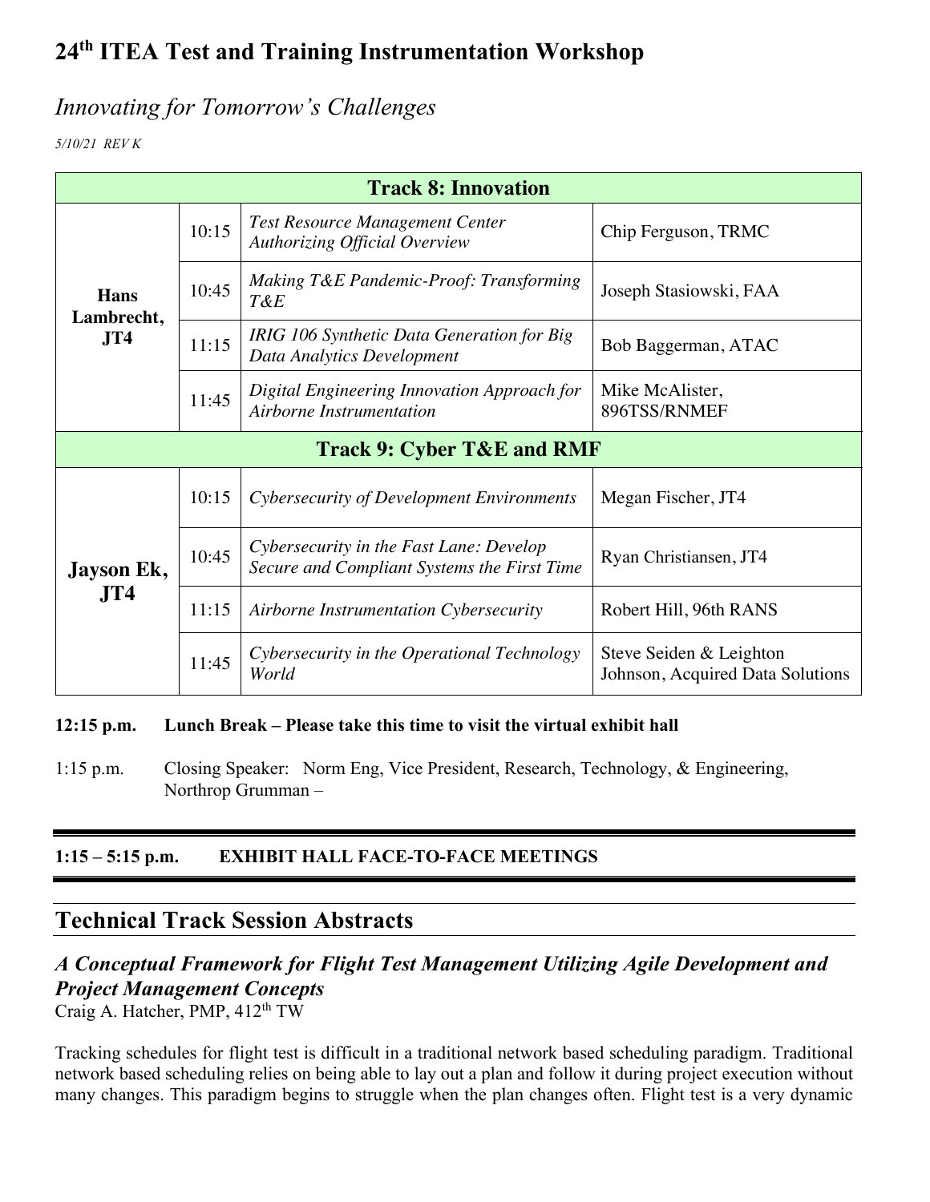# 24th ITEA Test and Training Instrumentation Workshop

## *Innovating for Tomorrow's Challenges*

*5/10/21 REV K*

| Track 8: Innovation | | | |
|---|---|---|---|
| **Hans Lambrecht, JT4** | 10:15 | *Test Resource Management Center Authorizing Official Overview* | Chip Ferguson, TRMC |
| | 10:45 | *Making T&E Pandemic-Proof: Transforming T&E* | Joseph Stasiowski, FAA |
| | 11:15 | *IRIG 106 Synthetic Data Generation for Big Data Analytics Development* | Bob Baggerman, ATAC |
| | 11:45 | *Digital Engineering Innovation Approach for Airborne Instrumentation* | Mike McAlister, 896TSS/RNMEF |
| **Track 9: Cyber T&E and RMF** | | | |
| **Jayson Ek, JT4** | 10:15 | *Cybersecurity of Development Environments* | Megan Fischer, JT4 |
| | 10:45 | *Cybersecurity in the Fast Lane: Develop Secure and Compliant Systems the First Time* | Ryan Christiansen, JT4 |
| | 11:15 | *Airborne Instrumentation Cybersecurity* | Robert Hill, 96th RANS |
| | 11:45 | *Cybersecurity in the Operational Technology World* | Steve Seiden & Leighton Johnson, Acquired Data Solutions |

**12:15 p.m.   Lunch Break – Please take this time to visit the virtual exhibit hall**

1:15 p.m.   Closing Speaker: Norm Eng, Vice President, Research, Technology, & Engineering, Northrop Grumman –

**1:15 – 5:15 p.m.   EXHIBIT HALL FACE-TO-FACE MEETINGS**

## Technical Track Session Abstracts

### *A Conceptual Framework for Flight Test Management Utilizing Agile Development and Project Management Concepts*

Craig A. Hatcher, PMP, 412th TW

Tracking schedules for flight test is difficult in a traditional network based scheduling paradigm. Traditional network based scheduling relies on being able to lay out a plan and follow it during project execution without many changes. This paradigm begins to struggle when the plan changes often. Flight test is a very dynamic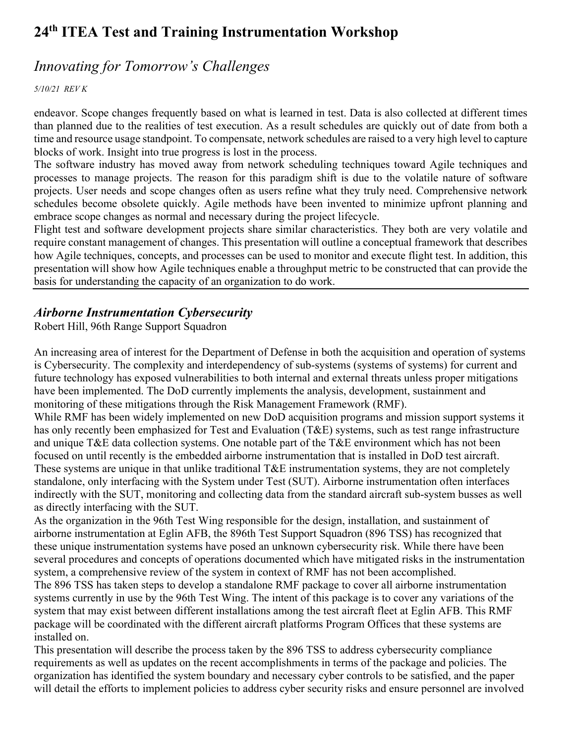endeavor. Scope changes frequently based on what is learned in test. Data is also collected at different times than planned due to the realities of test execution. As a result schedules are quickly out of date from both a time and resource usage standpoint. To compensate, network schedules are raised to a very high level to capture blocks of work. Insight into true progress is lost in the process.
The software industry has moved away from network scheduling techniques toward Agile techniques and processes to manage projects. The reason for this paradigm shift is due to the volatile nature of software projects. User needs and scope changes often as users refine what they truly need. Comprehensive network schedules become obsolete quickly. Agile methods have been invented to minimize upfront planning and embrace scope changes as normal and necessary during the project lifecycle.
Flight test and software development projects share similar characteristics. They both are very volatile and require constant management of changes. This presentation will outline a conceptual framework that describes how Agile techniques, concepts, and processes can be used to monitor and execute flight test. In addition, this presentation will show how Agile techniques enable a throughput metric to be constructed that can provide the basis for understanding the capacity of an organization to do work.

---

### *Airborne Instrumentation Cybersecurity*

Robert Hill, 96th Range Support Squadron

An increasing area of interest for the Department of Defense in both the acquisition and operation of systems is Cybersecurity. The complexity and interdependency of sub-systems (systems of systems) for current and future technology has exposed vulnerabilities to both internal and external threats unless proper mitigations have been implemented. The DoD currently implements the analysis, development, sustainment and monitoring of these mitigations through the Risk Management Framework (RMF).
While RMF has been widely implemented on new DoD acquisition programs and mission support systems it has only recently been emphasized for Test and Evaluation (T&E) systems, such as test range infrastructure and unique T&E data collection systems. One notable part of the T&E environment which has not been focused on until recently is the embedded airborne instrumentation that is installed in DoD test aircraft. These systems are unique in that unlike traditional T&E instrumentation systems, they are not completely standalone, only interfacing with the System under Test (SUT). Airborne instrumentation often interfaces indirectly with the SUT, monitoring and collecting data from the standard aircraft sub-system busses as well as directly interfacing with the SUT.
As the organization in the 96th Test Wing responsible for the design, installation, and sustainment of airborne instrumentation at Eglin AFB, the 896th Test Support Squadron (896 TSS) has recognized that these unique instrumentation systems have posed an unknown cybersecurity risk. While there have been several procedures and concepts of operations documented which have mitigated risks in the instrumentation system, a comprehensive review of the system in context of RMF has not been accomplished.
The 896 TSS has taken steps to develop a standalone RMF package to cover all airborne instrumentation systems currently in use by the 96th Test Wing. The intent of this package is to cover any variations of the system that may exist between different installations among the test aircraft fleet at Eglin AFB. This RMF package will be coordinated with the different aircraft platforms Program Offices that these systems are installed on.
This presentation will describe the process taken by the 896 TSS to address cybersecurity compliance requirements as well as updates on the recent accomplishments in terms of the package and policies. The organization has identified the system boundary and necessary cyber controls to be satisfied, and the paper will detail the efforts to implement policies to address cyber security risks and ensure personnel are involved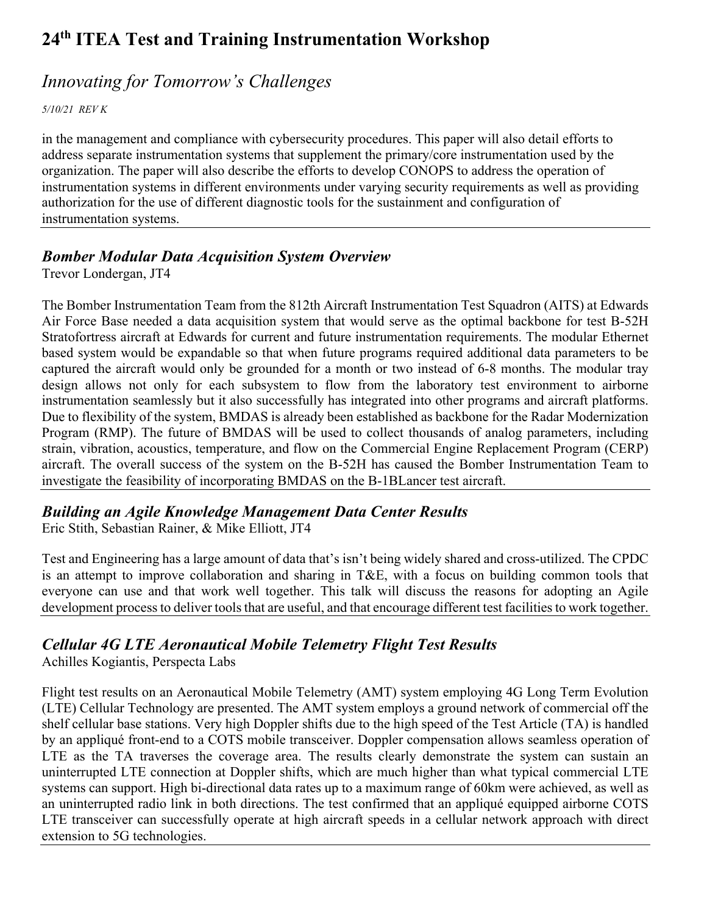in the management and compliance with cybersecurity procedures. This paper will also detail efforts to address separate instrumentation systems that supplement the primary/core instrumentation used by the organization. The paper will also describe the efforts to develop CONOPS to address the operation of instrumentation systems in different environments under varying security requirements as well as providing authorization for the use of different diagnostic tools for the sustainment and configuration of instrumentation systems.

---

### *Bomber Modular Data Acquisition System Overview*

Trevor Londergan, JT4

The Bomber Instrumentation Team from the 812th Aircraft Instrumentation Test Squadron (AITS) at Edwards Air Force Base needed a data acquisition system that would serve as the optimal backbone for test B-52H Stratofortress aircraft at Edwards for current and future instrumentation requirements. The modular Ethernet based system would be expandable so that when future programs required additional data parameters to be captured the aircraft would only be grounded for a month or two instead of 6-8 months. The modular tray design allows not only for each subsystem to flow from the laboratory test environment to airborne instrumentation seamlessly but it also successfully has integrated into other programs and aircraft platforms. Due to flexibility of the system, BMDAS is already been established as backbone for the Radar Modernization Program (RMP). The future of BMDAS will be used to collect thousands of analog parameters, including strain, vibration, acoustics, temperature, and flow on the Commercial Engine Replacement Program (CERP) aircraft. The overall success of the system on the B-52H has caused the Bomber Instrumentation Team to investigate the feasibility of incorporating BMDAS on the B-1BLancer test aircraft.

---

### *Building an Agile Knowledge Management Data Center Results*

Eric Stith, Sebastian Rainer, & Mike Elliott, JT4

Test and Engineering has a large amount of data that's isn't being widely shared and cross-utilized. The CPDC is an attempt to improve collaboration and sharing in T&E, with a focus on building common tools that everyone can use and that work well together. This talk will discuss the reasons for adopting an Agile development process to deliver tools that are useful, and that encourage different test facilities to work together.

---

### *Cellular 4G LTE Aeronautical Mobile Telemetry Flight Test Results*

Achilles Kogiantis, Perspecta Labs

Flight test results on an Aeronautical Mobile Telemetry (AMT) system employing 4G Long Term Evolution (LTE) Cellular Technology are presented. The AMT system employs a ground network of commercial off the shelf cellular base stations. Very high Doppler shifts due to the high speed of the Test Article (TA) is handled by an appliqué front-end to a COTS mobile transceiver. Doppler compensation allows seamless operation of LTE as the TA traverses the coverage area. The results clearly demonstrate the system can sustain an uninterrupted LTE connection at Doppler shifts, which are much higher than what typical commercial LTE systems can support. High bi-directional data rates up to a maximum range of 60km were achieved, as well as an uninterrupted radio link in both directions. The test confirmed that an appliqué equipped airborne COTS LTE transceiver can successfully operate at high aircraft speeds in a cellular network approach with direct extension to 5G technologies.

---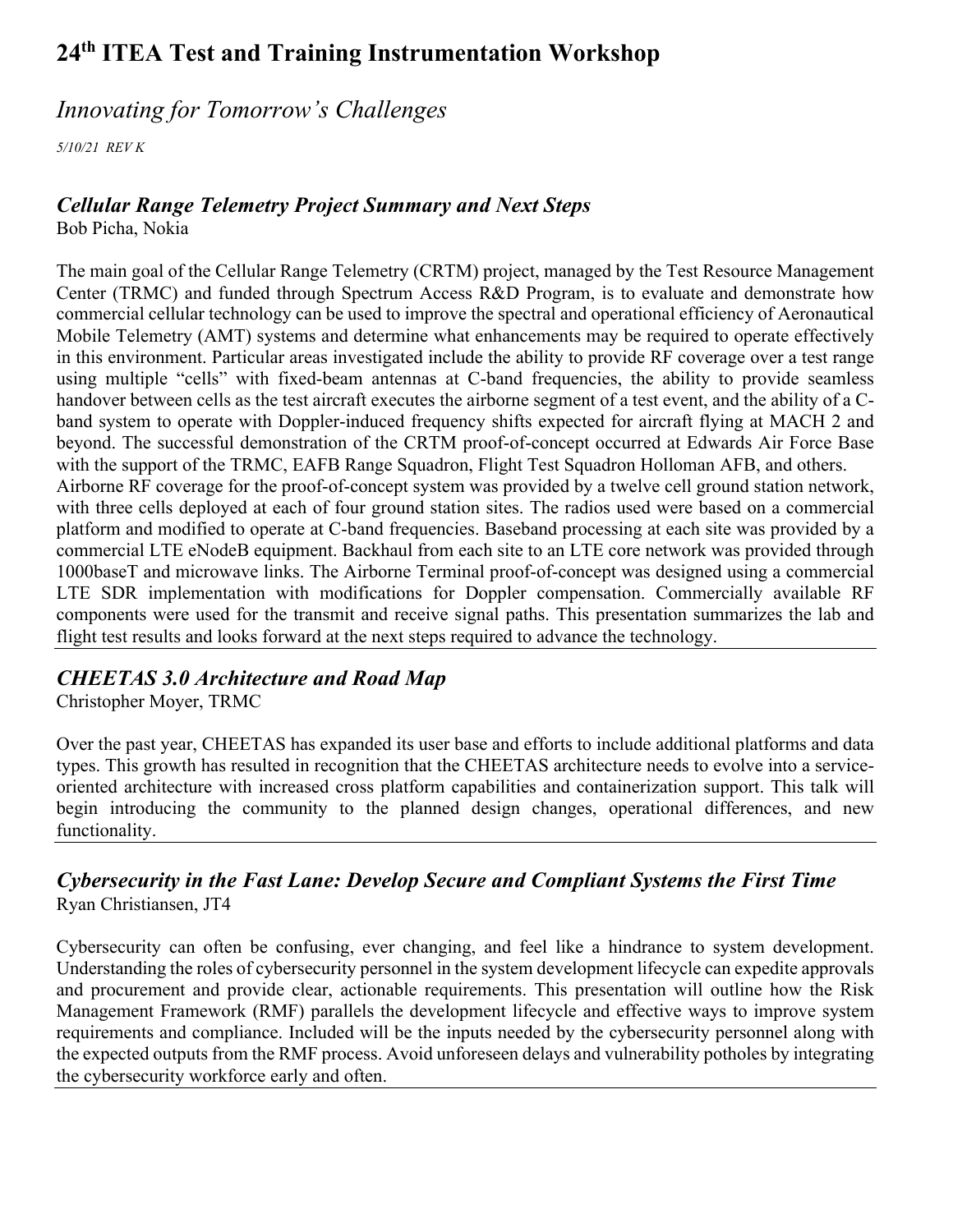# 24th ITEA Test and Training Instrumentation Workshop

## *Innovating for Tomorrow's Challenges*

*5/10/21 REV K*

### *Cellular Range Telemetry Project Summary and Next Steps*

Bob Picha, Nokia

The main goal of the Cellular Range Telemetry (CRTM) project, managed by the Test Resource Management Center (TRMC) and funded through Spectrum Access R&D Program, is to evaluate and demonstrate how commercial cellular technology can be used to improve the spectral and operational efficiency of Aeronautical Mobile Telemetry (AMT) systems and determine what enhancements may be required to operate effectively in this environment. Particular areas investigated include the ability to provide RF coverage over a test range using multiple "cells" with fixed-beam antennas at C-band frequencies, the ability to provide seamless handover between cells as the test aircraft executes the airborne segment of a test event, and the ability of a C-band system to operate with Doppler-induced frequency shifts expected for aircraft flying at MACH 2 and beyond. The successful demonstration of the CRTM proof-of-concept occurred at Edwards Air Force Base with the support of the TRMC, EAFB Range Squadron, Flight Test Squadron Holloman AFB, and others.

Airborne RF coverage for the proof-of-concept system was provided by a twelve cell ground station network, with three cells deployed at each of four ground station sites. The radios used were based on a commercial platform and modified to operate at C-band frequencies. Baseband processing at each site was provided by a commercial LTE eNodeB equipment. Backhaul from each site to an LTE core network was provided through 1000baseT and microwave links. The Airborne Terminal proof-of-concept was designed using a commercial LTE SDR implementation with modifications for Doppler compensation. Commercially available RF components were used for the transmit and receive signal paths. This presentation summarizes the lab and flight test results and looks forward at the next steps required to advance the technology.

---

### *CHEETAS 3.0 Architecture and Road Map*

Christopher Moyer, TRMC

Over the past year, CHEETAS has expanded its user base and efforts to include additional platforms and data types. This growth has resulted in recognition that the CHEETAS architecture needs to evolve into a service-oriented architecture with increased cross platform capabilities and containerization support. This talk will begin introducing the community to the planned design changes, operational differences, and new functionality.

---

### *Cybersecurity in the Fast Lane: Develop Secure and Compliant Systems the First Time*

Ryan Christiansen, JT4

Cybersecurity can often be confusing, ever changing, and feel like a hindrance to system development. Understanding the roles of cybersecurity personnel in the system development lifecycle can expedite approvals and procurement and provide clear, actionable requirements. This presentation will outline how the Risk Management Framework (RMF) parallels the development lifecycle and effective ways to improve system requirements and compliance. Included will be the inputs needed by the cybersecurity personnel along with the expected outputs from the RMF process. Avoid unforeseen delays and vulnerability potholes by integrating the cybersecurity workforce early and often.

---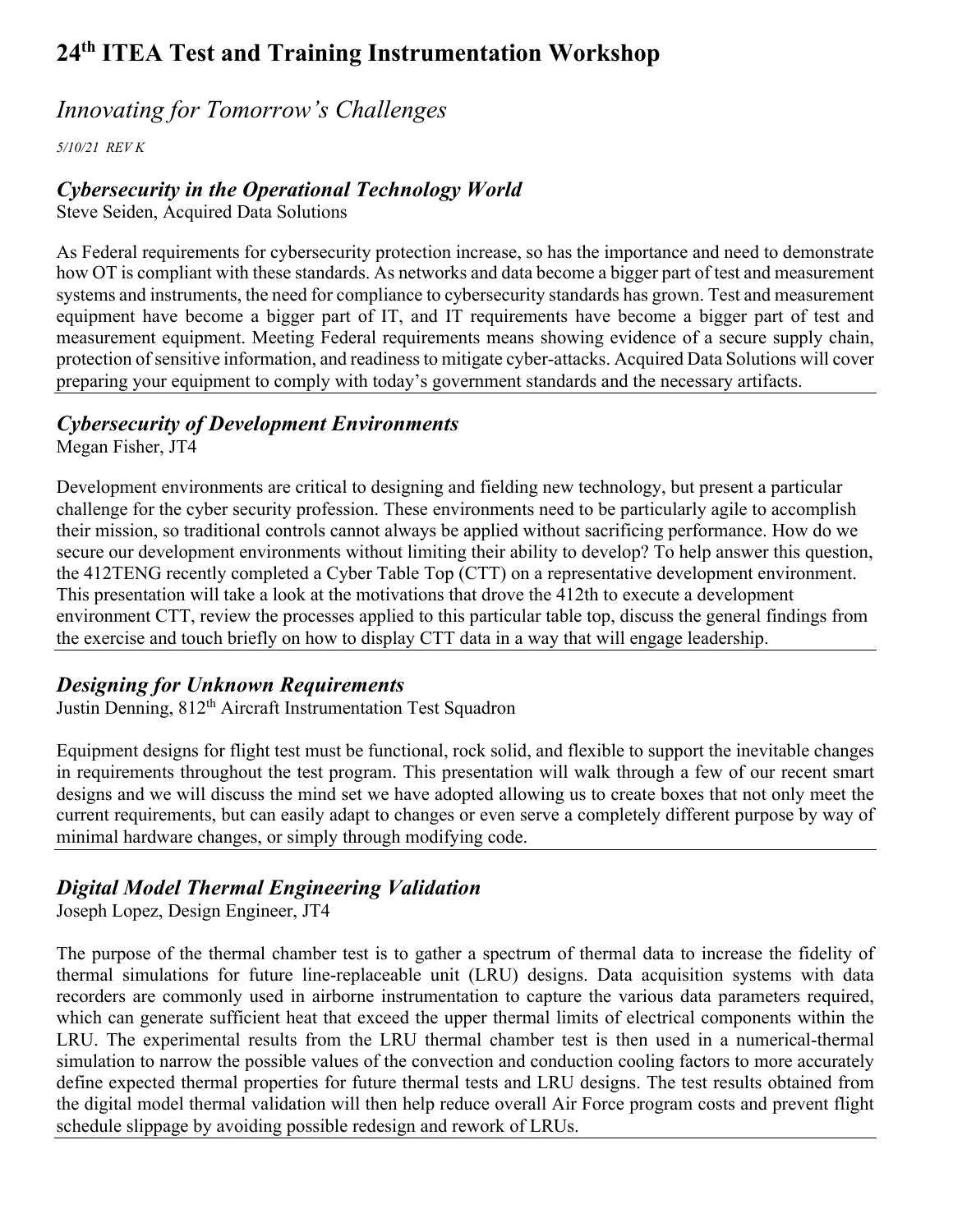# 24th ITEA Test and Training Instrumentation Workshop

## *Innovating for Tomorrow's Challenges*

*5/10/21 REV K*

### *Cybersecurity in the Operational Technology World*

Steve Seiden, Acquired Data Solutions

As Federal requirements for cybersecurity protection increase, so has the importance and need to demonstrate how OT is compliant with these standards. As networks and data become a bigger part of test and measurement systems and instruments, the need for compliance to cybersecurity standards has grown. Test and measurement equipment have become a bigger part of IT, and IT requirements have become a bigger part of test and measurement equipment. Meeting Federal requirements means showing evidence of a secure supply chain, protection of sensitive information, and readiness to mitigate cyber-attacks. Acquired Data Solutions will cover preparing your equipment to comply with today's government standards and the necessary artifacts.

---

### *Cybersecurity of Development Environments*

Megan Fisher, JT4

Development environments are critical to designing and fielding new technology, but present a particular challenge for the cyber security profession. These environments need to be particularly agile to accomplish their mission, so traditional controls cannot always be applied without sacrificing performance. How do we secure our development environments without limiting their ability to develop? To help answer this question, the 412TENG recently completed a Cyber Table Top (CTT) on a representative development environment. This presentation will take a look at the motivations that drove the 412th to execute a development environment CTT, review the processes applied to this particular table top, discuss the general findings from the exercise and touch briefly on how to display CTT data in a way that will engage leadership.

---

### *Designing for Unknown Requirements*

Justin Denning, 812th Aircraft Instrumentation Test Squadron

Equipment designs for flight test must be functional, rock solid, and flexible to support the inevitable changes in requirements throughout the test program. This presentation will walk through a few of our recent smart designs and we will discuss the mind set we have adopted allowing us to create boxes that not only meet the current requirements, but can easily adapt to changes or even serve a completely different purpose by way of minimal hardware changes, or simply through modifying code.

---

### *Digital Model Thermal Engineering Validation*

Joseph Lopez, Design Engineer, JT4

The purpose of the thermal chamber test is to gather a spectrum of thermal data to increase the fidelity of thermal simulations for future line-replaceable unit (LRU) designs. Data acquisition systems with data recorders are commonly used in airborne instrumentation to capture the various data parameters required, which can generate sufficient heat that exceed the upper thermal limits of electrical components within the LRU. The experimental results from the LRU thermal chamber test is then used in a numerical-thermal simulation to narrow the possible values of the convection and conduction cooling factors to more accurately define expected thermal properties for future thermal tests and LRU designs. The test results obtained from the digital model thermal validation will then help reduce overall Air Force program costs and prevent flight schedule slippage by avoiding possible redesign and rework of LRUs.

---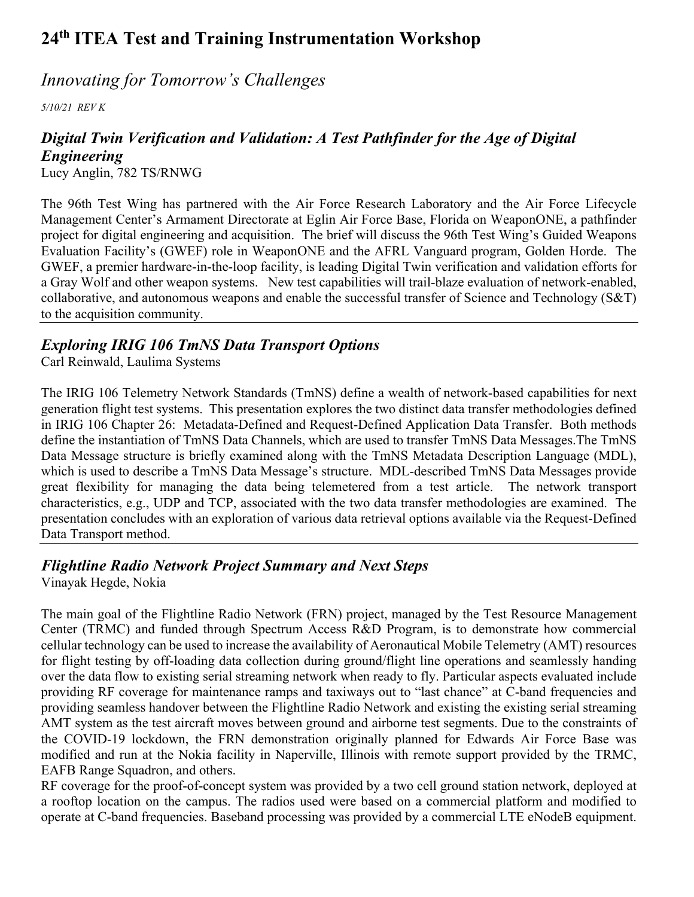# 24th ITEA Test and Training Instrumentation Workshop

*Innovating for Tomorrow's Challenges*

*5/10/21 REV K*

## *Digital Twin Verification and Validation: A Test Pathfinder for the Age of Digital Engineering*

Lucy Anglin, 782 TS/RNWG

The 96th Test Wing has partnered with the Air Force Research Laboratory and the Air Force Lifecycle Management Center's Armament Directorate at Eglin Air Force Base, Florida on WeaponONE, a pathfinder project for digital engineering and acquisition. The brief will discuss the 96th Test Wing's Guided Weapons Evaluation Facility's (GWEF) role in WeaponONE and the AFRL Vanguard program, Golden Horde. The GWEF, a premier hardware-in-the-loop facility, is leading Digital Twin verification and validation efforts for a Gray Wolf and other weapon systems. New test capabilities will trail-blaze evaluation of network-enabled, collaborative, and autonomous weapons and enable the successful transfer of Science and Technology (S&T) to the acquisition community.

---

## *Exploring IRIG 106 TmNS Data Transport Options*

Carl Reinwald, Laulima Systems

The IRIG 106 Telemetry Network Standards (TmNS) define a wealth of network-based capabilities for next generation flight test systems. This presentation explores the two distinct data transfer methodologies defined in IRIG 106 Chapter 26: Metadata-Defined and Request-Defined Application Data Transfer. Both methods define the instantiation of TmNS Data Channels, which are used to transfer TmNS Data Messages.The TmNS Data Message structure is briefly examined along with the TmNS Metadata Description Language (MDL), which is used to describe a TmNS Data Message's structure. MDL-described TmNS Data Messages provide great flexibility for managing the data being telemetered from a test article. The network transport characteristics, e.g., UDP and TCP, associated with the two data transfer methodologies are examined. The presentation concludes with an exploration of various data retrieval options available via the Request-Defined Data Transport method.

---

## *Flightline Radio Network Project Summary and Next Steps*

Vinayak Hegde, Nokia

The main goal of the Flightline Radio Network (FRN) project, managed by the Test Resource Management Center (TRMC) and funded through Spectrum Access R&D Program, is to demonstrate how commercial cellular technology can be used to increase the availability of Aeronautical Mobile Telemetry (AMT) resources for flight testing by off-loading data collection during ground/flight line operations and seamlessly handing over the data flow to existing serial streaming network when ready to fly. Particular aspects evaluated include providing RF coverage for maintenance ramps and taxiways out to "last chance" at C-band frequencies and providing seamless handover between the Flightline Radio Network and existing the existing serial streaming AMT system as the test aircraft moves between ground and airborne test segments. Due to the constraints of the COVID-19 lockdown, the FRN demonstration originally planned for Edwards Air Force Base was modified and run at the Nokia facility in Naperville, Illinois with remote support provided by the TRMC, EAFB Range Squadron, and others.

RF coverage for the proof-of-concept system was provided by a two cell ground station network, deployed at a rooftop location on the campus. The radios used were based on a commercial platform and modified to operate at C-band frequencies. Baseband processing was provided by a commercial LTE eNodeB equipment.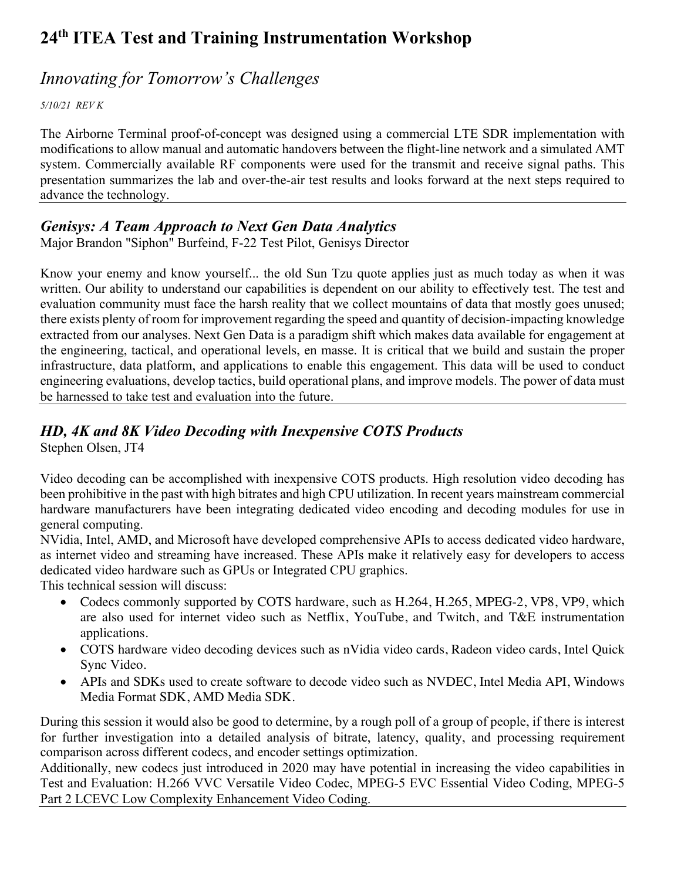The Airborne Terminal proof-of-concept was designed using a commercial LTE SDR implementation with modifications to allow manual and automatic handovers between the flight-line network and a simulated AMT system. Commercially available RF components were used for the transmit and receive signal paths. This presentation summarizes the lab and over-the-air test results and looks forward at the next steps required to advance the technology.

---

## *Genisys: A Team Approach to Next Gen Data Analytics*

Major Brandon "Siphon" Burfeind, F-22 Test Pilot, Genisys Director

Know your enemy and know yourself... the old Sun Tzu quote applies just as much today as when it was written. Our ability to understand our capabilities is dependent on our ability to effectively test. The test and evaluation community must face the harsh reality that we collect mountains of data that mostly goes unused; there exists plenty of room for improvement regarding the speed and quantity of decision-impacting knowledge extracted from our analyses. Next Gen Data is a paradigm shift which makes data available for engagement at the engineering, tactical, and operational levels, en masse. It is critical that we build and sustain the proper infrastructure, data platform, and applications to enable this engagement. This data will be used to conduct engineering evaluations, develop tactics, build operational plans, and improve models. The power of data must be harnessed to take test and evaluation into the future.

---

## *HD, 4K and 8K Video Decoding with Inexpensive COTS Products*

Stephen Olsen, JT4

Video decoding can be accomplished with inexpensive COTS products. High resolution video decoding has been prohibitive in the past with high bitrates and high CPU utilization. In recent years mainstream commercial hardware manufacturers have been integrating dedicated video encoding and decoding modules for use in general computing.

NVidia, Intel, AMD, and Microsoft have developed comprehensive APIs to access dedicated video hardware, as internet video and streaming have increased. These APIs make it relatively easy for developers to access dedicated video hardware such as GPUs or Integrated CPU graphics.

This technical session will discuss:

- Codecs commonly supported by COTS hardware, such as H.264, H.265, MPEG-2, VP8, VP9, which are also used for internet video such as Netflix, YouTube, and Twitch, and T&E instrumentation applications.
- COTS hardware video decoding devices such as nVidia video cards, Radeon video cards, Intel Quick Sync Video.
- APIs and SDKs used to create software to decode video such as NVDEC, Intel Media API, Windows Media Format SDK, AMD Media SDK.

During this session it would also be good to determine, by a rough poll of a group of people, if there is interest for further investigation into a detailed analysis of bitrate, latency, quality, and processing requirement comparison across different codecs, and encoder settings optimization.

Additionally, new codecs just introduced in 2020 may have potential in increasing the video capabilities in Test and Evaluation: H.266 VVC Versatile Video Codec, MPEG-5 EVC Essential Video Coding, MPEG-5 Part 2 LCEVC Low Complexity Enhancement Video Coding.

---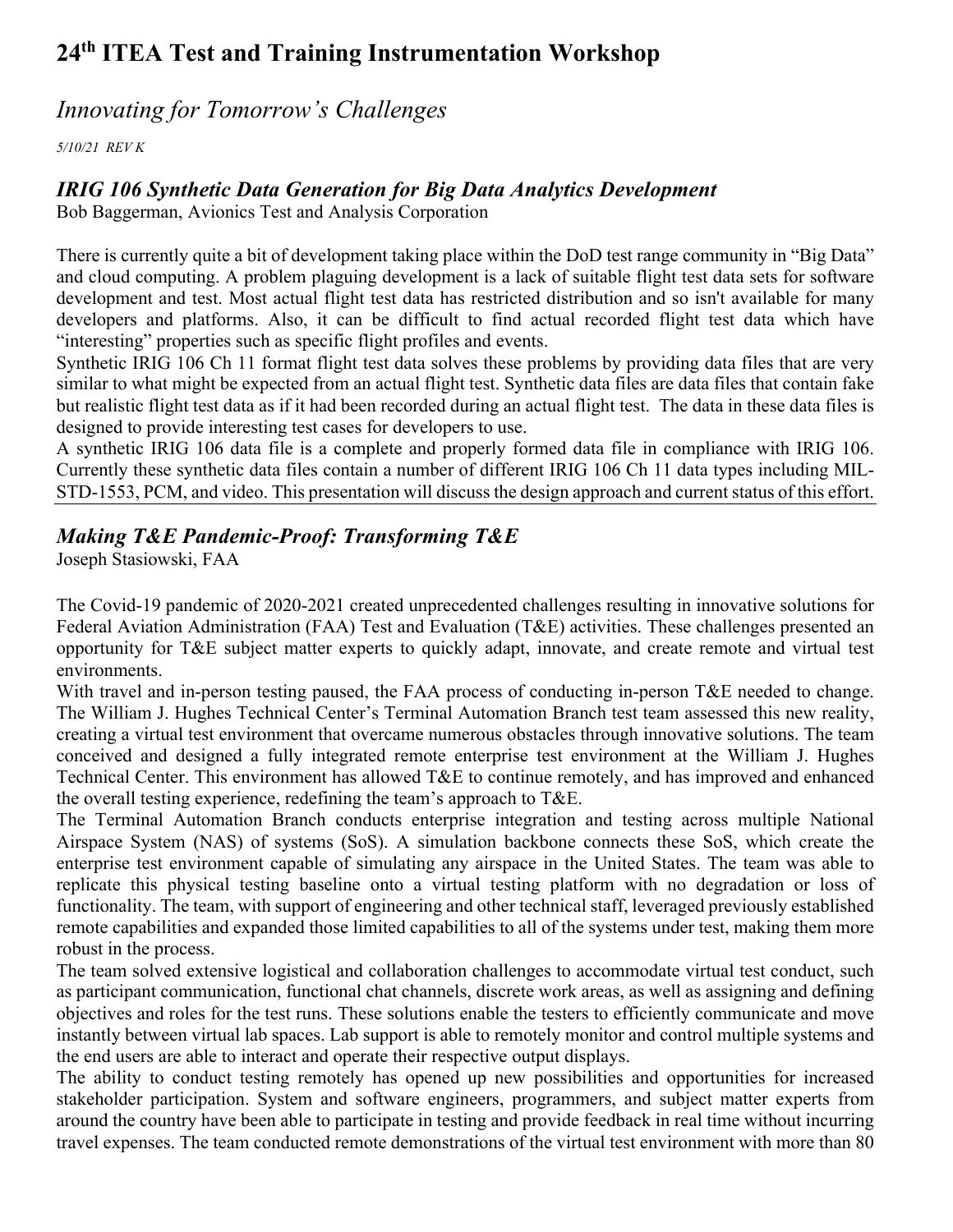# 24th ITEA Test and Training Instrumentation Workshop

## *Innovating for Tomorrow's Challenges*

*5/10/21 REV K*

### *IRIG 106 Synthetic Data Generation for Big Data Analytics Development*

Bob Baggerman, Avionics Test and Analysis Corporation

There is currently quite a bit of development taking place within the DoD test range community in "Big Data" and cloud computing. A problem plaguing development is a lack of suitable flight test data sets for software development and test. Most actual flight test data has restricted distribution and so isn't available for many developers and platforms. Also, it can be difficult to find actual recorded flight test data which have "interesting" properties such as specific flight profiles and events.

Synthetic IRIG 106 Ch 11 format flight test data solves these problems by providing data files that are very similar to what might be expected from an actual flight test. Synthetic data files are data files that contain fake but realistic flight test data as if it had been recorded during an actual flight test. The data in these data files is designed to provide interesting test cases for developers to use.

A synthetic IRIG 106 data file is a complete and properly formed data file in compliance with IRIG 106. Currently these synthetic data files contain a number of different IRIG 106 Ch 11 data types including MIL-STD-1553, PCM, and video. This presentation will discuss the design approach and current status of this effort.

### *Making T&E Pandemic-Proof: Transforming T&E*

Joseph Stasiowski, FAA

The Covid-19 pandemic of 2020-2021 created unprecedented challenges resulting in innovative solutions for Federal Aviation Administration (FAA) Test and Evaluation (T&E) activities. These challenges presented an opportunity for T&E subject matter experts to quickly adapt, innovate, and create remote and virtual test environments.

With travel and in-person testing paused, the FAA process of conducting in-person T&E needed to change. The William J. Hughes Technical Center's Terminal Automation Branch test team assessed this new reality, creating a virtual test environment that overcame numerous obstacles through innovative solutions. The team conceived and designed a fully integrated remote enterprise test environment at the William J. Hughes Technical Center. This environment has allowed T&E to continue remotely, and has improved and enhanced the overall testing experience, redefining the team's approach to T&E.

The Terminal Automation Branch conducts enterprise integration and testing across multiple National Airspace System (NAS) of systems (SoS). A simulation backbone connects these SoS, which create the enterprise test environment capable of simulating any airspace in the United States. The team was able to replicate this physical testing baseline onto a virtual testing platform with no degradation or loss of functionality. The team, with support of engineering and other technical staff, leveraged previously established remote capabilities and expanded those limited capabilities to all of the systems under test, making them more robust in the process.

The team solved extensive logistical and collaboration challenges to accommodate virtual test conduct, such as participant communication, functional chat channels, discrete work areas, as well as assigning and defining objectives and roles for the test runs. These solutions enable the testers to efficiently communicate and move instantly between virtual lab spaces. Lab support is able to remotely monitor and control multiple systems and the end users are able to interact and operate their respective output displays.

The ability to conduct testing remotely has opened up new possibilities and opportunities for increased stakeholder participation. System and software engineers, programmers, and subject matter experts from around the country have been able to participate in testing and provide feedback in real time without incurring travel expenses. The team conducted remote demonstrations of the virtual test environment with more than 80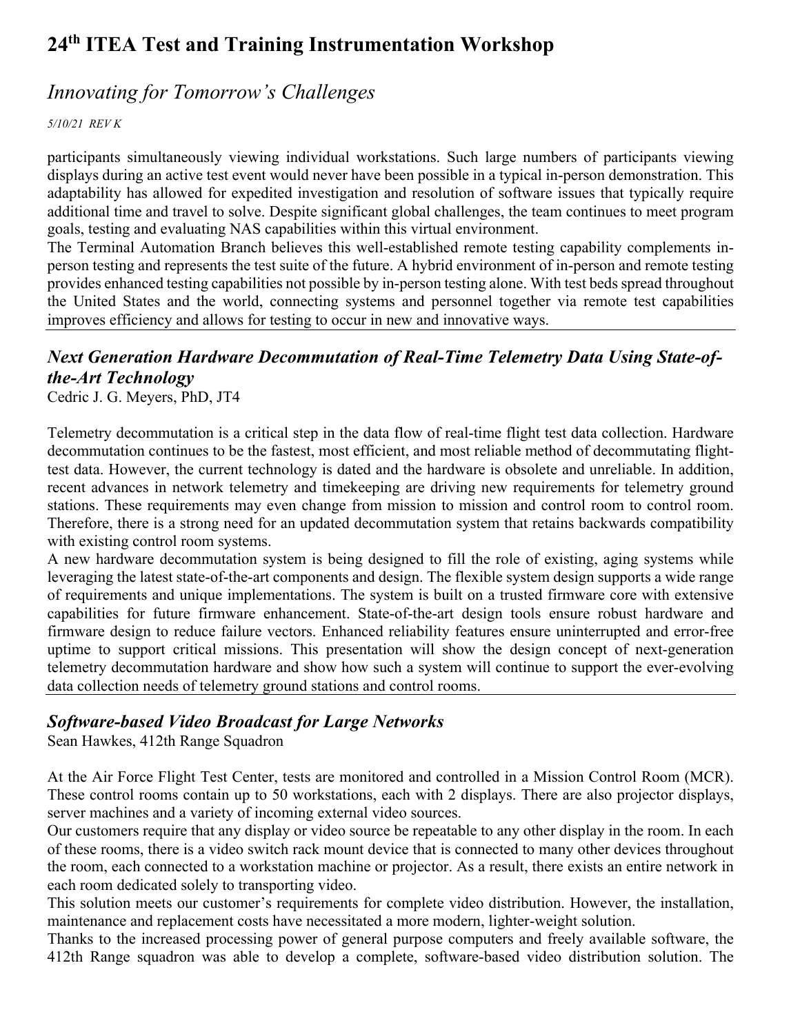participants simultaneously viewing individual workstations. Such large numbers of participants viewing displays during an active test event would never have been possible in a typical in-person demonstration. This adaptability has allowed for expedited investigation and resolution of software issues that typically require additional time and travel to solve. Despite significant global challenges, the team continues to meet program goals, testing and evaluating NAS capabilities within this virtual environment.

The Terminal Automation Branch believes this well-established remote testing capability complements in-person testing and represents the test suite of the future. A hybrid environment of in-person and remote testing provides enhanced testing capabilities not possible by in-person testing alone. With test beds spread throughout the United States and the world, connecting systems and personnel together via remote test capabilities improves efficiency and allows for testing to occur in new and innovative ways.

---

## *Next Generation Hardware Decommutation of Real-Time Telemetry Data Using State-of-the-Art Technology*

Cedric J. G. Meyers, PhD, JT4

Telemetry decommutation is a critical step in the data flow of real-time flight test data collection. Hardware decommutation continues to be the fastest, most efficient, and most reliable method of decommutating flight-test data. However, the current technology is dated and the hardware is obsolete and unreliable. In addition, recent advances in network telemetry and timekeeping are driving new requirements for telemetry ground stations. These requirements may even change from mission to mission and control room to control room. Therefore, there is a strong need for an updated decommutation system that retains backwards compatibility with existing control room systems.

A new hardware decommutation system is being designed to fill the role of existing, aging systems while leveraging the latest state-of-the-art components and design. The flexible system design supports a wide range of requirements and unique implementations. The system is built on a trusted firmware core with extensive capabilities for future firmware enhancement. State-of-the-art design tools ensure robust hardware and firmware design to reduce failure vectors. Enhanced reliability features ensure uninterrupted and error-free uptime to support critical missions. This presentation will show the design concept of next-generation telemetry decommutation hardware and show how such a system will continue to support the ever-evolving data collection needs of telemetry ground stations and control rooms.

---

## *Software-based Video Broadcast for Large Networks*

Sean Hawkes, 412th Range Squadron

At the Air Force Flight Test Center, tests are monitored and controlled in a Mission Control Room (MCR). These control rooms contain up to 50 workstations, each with 2 displays. There are also projector displays, server machines and a variety of incoming external video sources.

Our customers require that any display or video source be repeatable to any other display in the room. In each of these rooms, there is a video switch rack mount device that is connected to many other devices throughout the room, each connected to a workstation machine or projector. As a result, there exists an entire network in each room dedicated solely to transporting video.

This solution meets our customer's requirements for complete video distribution. However, the installation, maintenance and replacement costs have necessitated a more modern, lighter-weight solution.

Thanks to the increased processing power of general purpose computers and freely available software, the 412th Range squadron was able to develop a complete, software-based video distribution solution. The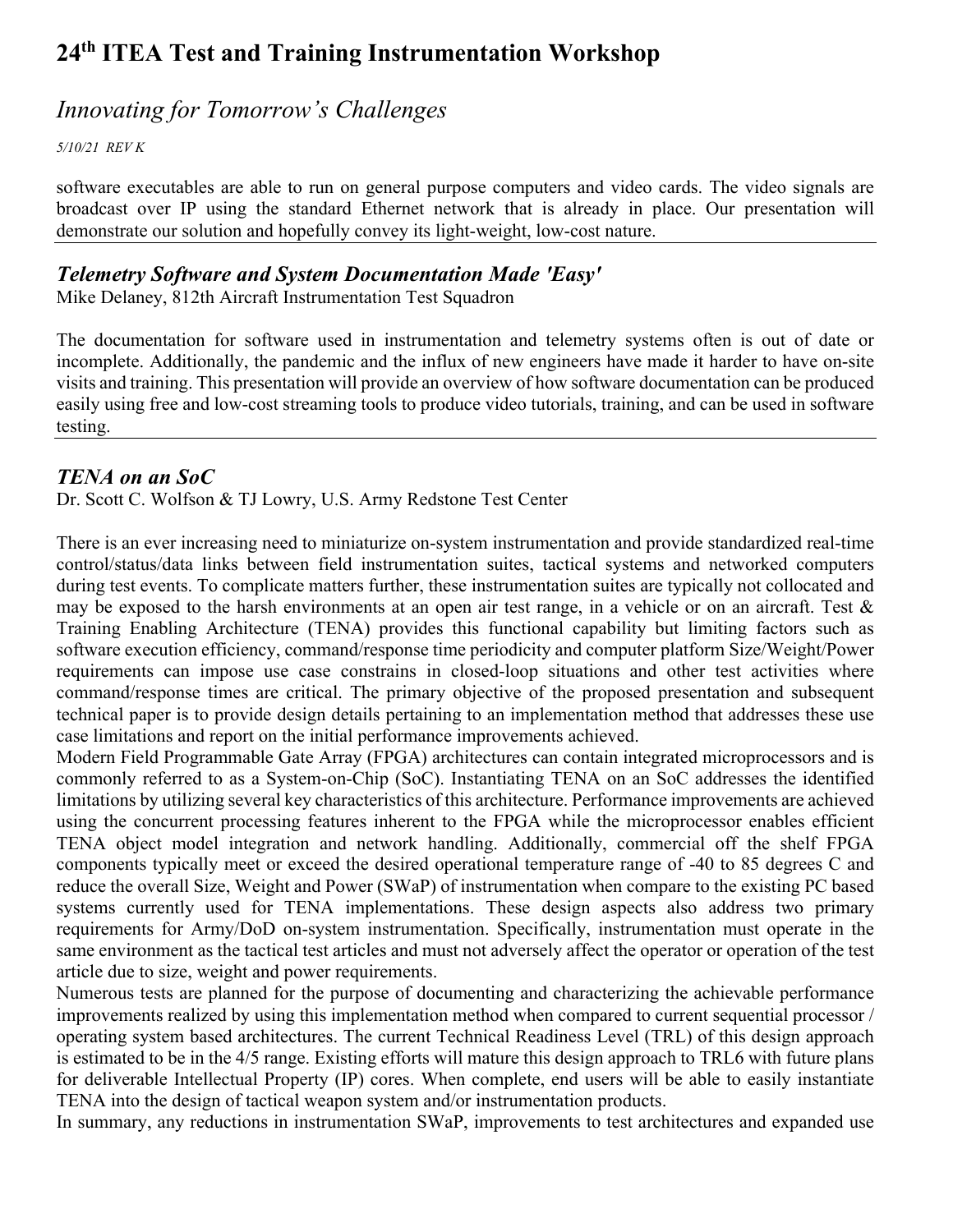software executables are able to run on general purpose computers and video cards. The video signals are broadcast over IP using the standard Ethernet network that is already in place. Our presentation will demonstrate our solution and hopefully convey its light-weight, low-cost nature.

---

### *Telemetry Software and System Documentation Made 'Easy'*

Mike Delaney, 812th Aircraft Instrumentation Test Squadron

The documentation for software used in instrumentation and telemetry systems often is out of date or incomplete. Additionally, the pandemic and the influx of new engineers have made it harder to have on-site visits and training. This presentation will provide an overview of how software documentation can be produced easily using free and low-cost streaming tools to produce video tutorials, training, and can be used in software testing.

---

### *TENA on an SoC*

Dr. Scott C. Wolfson & TJ Lowry, U.S. Army Redstone Test Center

There is an ever increasing need to miniaturize on-system instrumentation and provide standardized real-time control/status/data links between field instrumentation suites, tactical systems and networked computers during test events. To complicate matters further, these instrumentation suites are typically not collocated and may be exposed to the harsh environments at an open air test range, in a vehicle or on an aircraft. Test & Training Enabling Architecture (TENA) provides this functional capability but limiting factors such as software execution efficiency, command/response time periodicity and computer platform Size/Weight/Power requirements can impose use case constrains in closed-loop situations and other test activities where command/response times are critical. The primary objective of the proposed presentation and subsequent technical paper is to provide design details pertaining to an implementation method that addresses these use case limitations and report on the initial performance improvements achieved.

Modern Field Programmable Gate Array (FPGA) architectures can contain integrated microprocessors and is commonly referred to as a System-on-Chip (SoC). Instantiating TENA on an SoC addresses the identified limitations by utilizing several key characteristics of this architecture. Performance improvements are achieved using the concurrent processing features inherent to the FPGA while the microprocessor enables efficient TENA object model integration and network handling. Additionally, commercial off the shelf FPGA components typically meet or exceed the desired operational temperature range of -40 to 85 degrees C and reduce the overall Size, Weight and Power (SWaP) of instrumentation when compare to the existing PC based systems currently used for TENA implementations. These design aspects also address two primary requirements for Army/DoD on-system instrumentation. Specifically, instrumentation must operate in the same environment as the tactical test articles and must not adversely affect the operator or operation of the test article due to size, weight and power requirements.

Numerous tests are planned for the purpose of documenting and characterizing the achievable performance improvements realized by using this implementation method when compared to current sequential processor / operating system based architectures. The current Technical Readiness Level (TRL) of this design approach is estimated to be in the 4/5 range. Existing efforts will mature this design approach to TRL6 with future plans for deliverable Intellectual Property (IP) cores. When complete, end users will be able to easily instantiate TENA into the design of tactical weapon system and/or instrumentation products.

In summary, any reductions in instrumentation SWaP, improvements to test architectures and expanded use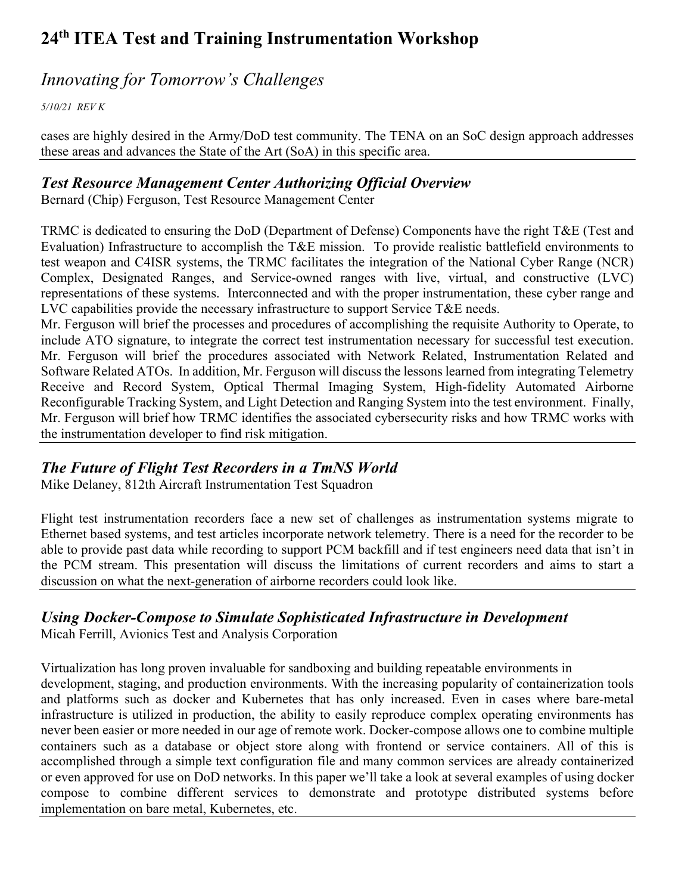cases are highly desired in the Army/DoD test community. The TENA on an SoC design approach addresses these areas and advances the State of the Art (SoA) in this specific area.

---

### *Test Resource Management Center Authorizing Official Overview*

Bernard (Chip) Ferguson, Test Resource Management Center

TRMC is dedicated to ensuring the DoD (Department of Defense) Components have the right T&E (Test and Evaluation) Infrastructure to accomplish the T&E mission. To provide realistic battlefield environments to test weapon and C4ISR systems, the TRMC facilitates the integration of the National Cyber Range (NCR) Complex, Designated Ranges, and Service-owned ranges with live, virtual, and constructive (LVC) representations of these systems. Interconnected and with the proper instrumentation, these cyber range and LVC capabilities provide the necessary infrastructure to support Service T&E needs.

Mr. Ferguson will brief the processes and procedures of accomplishing the requisite Authority to Operate, to include ATO signature, to integrate the correct test instrumentation necessary for successful test execution. Mr. Ferguson will brief the procedures associated with Network Related, Instrumentation Related and Software Related ATOs. In addition, Mr. Ferguson will discuss the lessons learned from integrating Telemetry Receive and Record System, Optical Thermal Imaging System, High-fidelity Automated Airborne Reconfigurable Tracking System, and Light Detection and Ranging System into the test environment. Finally, Mr. Ferguson will brief how TRMC identifies the associated cybersecurity risks and how TRMC works with the instrumentation developer to find risk mitigation.

---

### *The Future of Flight Test Recorders in a TmNS World*

Mike Delaney, 812th Aircraft Instrumentation Test Squadron

Flight test instrumentation recorders face a new set of challenges as instrumentation systems migrate to Ethernet based systems, and test articles incorporate network telemetry. There is a need for the recorder to be able to provide past data while recording to support PCM backfill and if test engineers need data that isn't in the PCM stream. This presentation will discuss the limitations of current recorders and aims to start a discussion on what the next-generation of airborne recorders could look like.

---

### *Using Docker-Compose to Simulate Sophisticated Infrastructure in Development*

Micah Ferrill, Avionics Test and Analysis Corporation

Virtualization has long proven invaluable for sandboxing and building repeatable environments in development, staging, and production environments. With the increasing popularity of containerization tools and platforms such as docker and Kubernetes that has only increased. Even in cases where bare-metal infrastructure is utilized in production, the ability to easily reproduce complex operating environments has never been easier or more needed in our age of remote work. Docker-compose allows one to combine multiple containers such as a database or object store along with frontend or service containers. All of this is accomplished through a simple text configuration file and many common services are already containerized or even approved for use on DoD networks. In this paper we'll take a look at several examples of using docker compose to combine different services to demonstrate and prototype distributed systems before implementation on bare metal, Kubernetes, etc.

---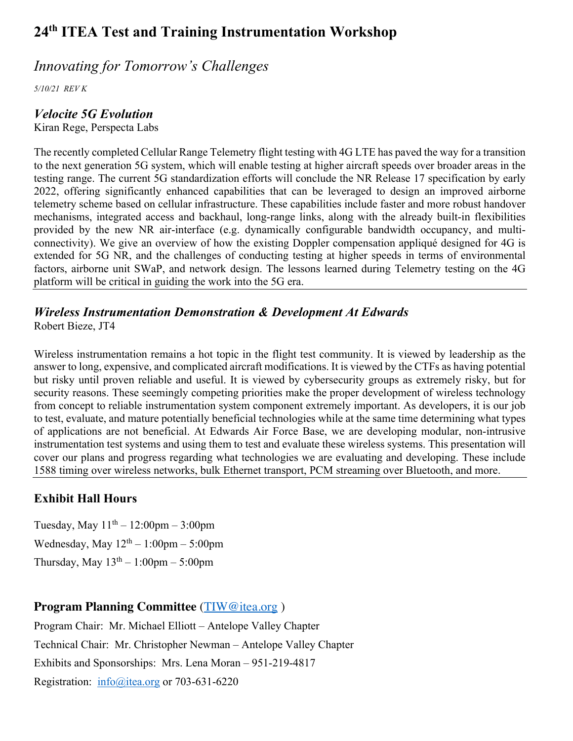# 24th ITEA Test and Training Instrumentation Workshop

## *Innovating for Tomorrow's Challenges*

*5/10/21 REV K*

### *Velocite 5G Evolution*

Kiran Rege, Perspecta Labs

The recently completed Cellular Range Telemetry flight testing with 4G LTE has paved the way for a transition to the next generation 5G system, which will enable testing at higher aircraft speeds over broader areas in the testing range. The current 5G standardization efforts will conclude the NR Release 17 specification by early 2022, offering significantly enhanced capabilities that can be leveraged to design an improved airborne telemetry scheme based on cellular infrastructure. These capabilities include faster and more robust handover mechanisms, integrated access and backhaul, long-range links, along with the already built-in flexibilities provided by the new NR air-interface (e.g. dynamically configurable bandwidth occupancy, and multi-connectivity). We give an overview of how the existing Doppler compensation appliqué designed for 4G is extended for 5G NR, and the challenges of conducting testing at higher speeds in terms of environmental factors, airborne unit SWaP, and network design. The lessons learned during Telemetry testing on the 4G platform will be critical in guiding the work into the 5G era.

---

### *Wireless Instrumentation Demonstration & Development At Edwards*

Robert Bieze, JT4

Wireless instrumentation remains a hot topic in the flight test community. It is viewed by leadership as the answer to long, expensive, and complicated aircraft modifications. It is viewed by the CTFs as having potential but risky until proven reliable and useful. It is viewed by cybersecurity groups as extremely risky, but for security reasons. These seemingly competing priorities make the proper development of wireless technology from concept to reliable instrumentation system component extremely important. As developers, it is our job to test, evaluate, and mature potentially beneficial technologies while at the same time determining what types of applications are not beneficial. At Edwards Air Force Base, we are developing modular, non-intrusive instrumentation test systems and using them to test and evaluate these wireless systems. This presentation will cover our plans and progress regarding what technologies we are evaluating and developing. These include 1588 timing over wireless networks, bulk Ethernet transport, PCM streaming over Bluetooth, and more.

---

### Exhibit Hall Hours

Tuesday, May 11th – 12:00pm – 3:00pm

Wednesday, May 12th – 1:00pm – 5:00pm

Thursday, May 13th – 1:00pm – 5:00pm

### Program Planning Committee (TIW@itea.org )

Program Chair: Mr. Michael Elliott – Antelope Valley Chapter

Technical Chair: Mr. Christopher Newman – Antelope Valley Chapter

Exhibits and Sponsorships: Mrs. Lena Moran – 951-219-4817

Registration: info@itea.org or 703-631-6220